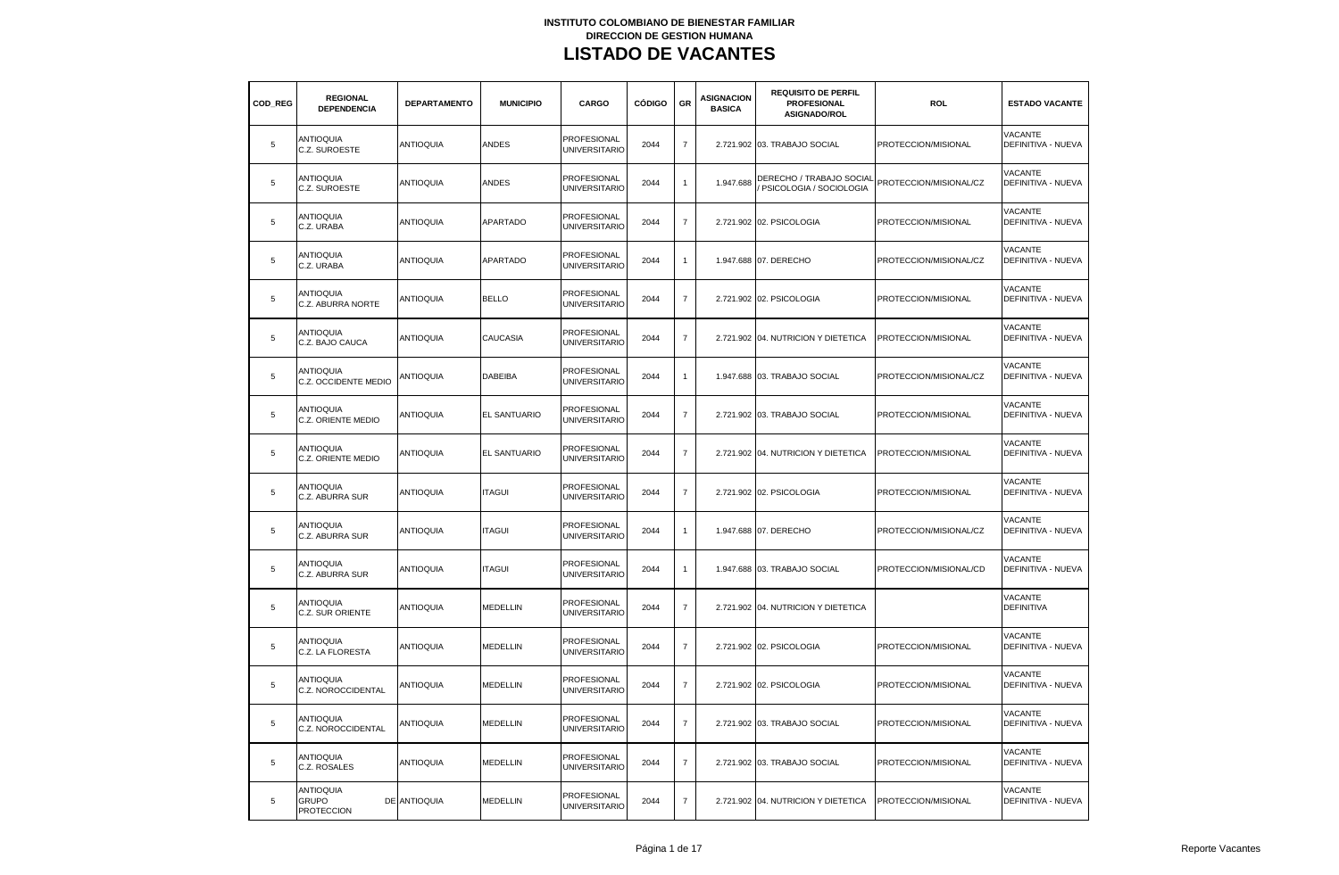**INSTITUTO COLOMBIANO DE BIENESTAR FAMILIAR**
**DIRECCION DE GESTION HUMANA**

# LISTADO DE VACANTES

| COD_REG | REGIONAL DEPENDENCIA | DEPARTAMENTO | MUNICIPIO | CARGO | CÓDIGO | GR | ASIGNACION BASICA | REQUISITO DE PERFIL PROFESIONAL ASIGNADO/ROL | ROL | ESTADO VACANTE |
|---|---|---|---|---|---|---|---|---|---|---|
| 5 | ANTIOQUIA C.Z. SUROESTE | ANTIOQUIA | ANDES | PROFESIONAL UNIVERSITARIO | 2044 | 7 | 2.721.902 | 03. TRABAJO SOCIAL | PROTECCION/MISIONAL | VACANTE DEFINITIVA - NUEVA |
| 5 | ANTIOQUIA C.Z. SUROESTE | ANTIOQUIA | ANDES | PROFESIONAL UNIVERSITARIO | 2044 | 1 | 1.947.688 | DERECHO / TRABAJO SOCIAL / PSICOLOGIA / SOCIOLOGIA | PROTECCION/MISIONAL/CZ | VACANTE DEFINITIVA - NUEVA |
| 5 | ANTIOQUIA C.Z. URABA | ANTIOQUIA | APARTADO | PROFESIONAL UNIVERSITARIO | 2044 | 7 | 2.721.902 | 02. PSICOLOGIA | PROTECCION/MISIONAL | VACANTE DEFINITIVA - NUEVA |
| 5 | ANTIOQUIA C.Z. URABA | ANTIOQUIA | APARTADO | PROFESIONAL UNIVERSITARIO | 2044 | 1 | 1.947.688 | 07. DERECHO | PROTECCION/MISIONAL/CZ | VACANTE DEFINITIVA - NUEVA |
| 5 | ANTIOQUIA C.Z. ABURRA NORTE | ANTIOQUIA | BELLO | PROFESIONAL UNIVERSITARIO | 2044 | 7 | 2.721.902 | 02. PSICOLOGIA | PROTECCION/MISIONAL | VACANTE DEFINITIVA - NUEVA |
| 5 | ANTIOQUIA C.Z. BAJO CAUCA | ANTIOQUIA | CAUCASIA | PROFESIONAL UNIVERSITARIO | 2044 | 7 | 2.721.902 | 04. NUTRICION Y DIETETICA | PROTECCION/MISIONAL | VACANTE DEFINITIVA - NUEVA |
| 5 | ANTIOQUIA C.Z. OCCIDENTE MEDIO | ANTIOQUIA | DABEIBA | PROFESIONAL UNIVERSITARIO | 2044 | 1 | 1.947.688 | 03. TRABAJO SOCIAL | PROTECCION/MISIONAL/CZ | VACANTE DEFINITIVA - NUEVA |
| 5 | ANTIOQUIA C.Z. ORIENTE MEDIO | ANTIOQUIA | EL SANTUARIO | PROFESIONAL UNIVERSITARIO | 2044 | 7 | 2.721.902 | 03. TRABAJO SOCIAL | PROTECCION/MISIONAL | VACANTE DEFINITIVA - NUEVA |
| 5 | ANTIOQUIA C.Z. ORIENTE MEDIO | ANTIOQUIA | EL SANTUARIO | PROFESIONAL UNIVERSITARIO | 2044 | 7 | 2.721.902 | 04. NUTRICION Y DIETETICA | PROTECCION/MISIONAL | VACANTE DEFINITIVA - NUEVA |
| 5 | ANTIOQUIA C.Z. ABURRA SUR | ANTIOQUIA | ITAGUI | PROFESIONAL UNIVERSITARIO | 2044 | 7 | 2.721.902 | 02. PSICOLOGIA | PROTECCION/MISIONAL | VACANTE DEFINITIVA - NUEVA |
| 5 | ANTIOQUIA C.Z. ABURRA SUR | ANTIOQUIA | ITAGUI | PROFESIONAL UNIVERSITARIO | 2044 | 1 | 1.947.688 | 07. DERECHO | PROTECCION/MISIONAL/CZ | VACANTE DEFINITIVA - NUEVA |
| 5 | ANTIOQUIA C.Z. ABURRA SUR | ANTIOQUIA | ITAGUI | PROFESIONAL UNIVERSITARIO | 2044 | 1 | 1.947.688 | 03. TRABAJO SOCIAL | PROTECCION/MISIONAL/CD | VACANTE DEFINITIVA - NUEVA |
| 5 | ANTIOQUIA C.Z. SUR ORIENTE | ANTIOQUIA | MEDELLIN | PROFESIONAL UNIVERSITARIO | 2044 | 7 | 2.721.902 | 04. NUTRICION Y DIETETICA | | VACANTE DEFINITIVA |
| 5 | ANTIOQUIA C.Z. LA FLORESTA | ANTIOQUIA | MEDELLIN | PROFESIONAL UNIVERSITARIO | 2044 | 7 | 2.721.902 | 02. PSICOLOGIA | PROTECCION/MISIONAL | VACANTE DEFINITIVA - NUEVA |
| 5 | ANTIOQUIA C.Z. NOROCCIDENTAL | ANTIOQUIA | MEDELLIN | PROFESIONAL UNIVERSITARIO | 2044 | 7 | 2.721.902 | 02. PSICOLOGIA | PROTECCION/MISIONAL | VACANTE DEFINITIVA - NUEVA |
| 5 | ANTIOQUIA C.Z. NOROCCIDENTAL | ANTIOQUIA | MEDELLIN | PROFESIONAL UNIVERSITARIO | 2044 | 7 | 2.721.902 | 03. TRABAJO SOCIAL | PROTECCION/MISIONAL | VACANTE DEFINITIVA - NUEVA |
| 5 | ANTIOQUIA C.Z. ROSALES | ANTIOQUIA | MEDELLIN | PROFESIONAL UNIVERSITARIO | 2044 | 7 | 2.721.902 | 03. TRABAJO SOCIAL | PROTECCION/MISIONAL | VACANTE DEFINITIVA - NUEVA |
| 5 | ANTIOQUIA GRUPO DE PROTECCION | ANTIOQUIA | MEDELLIN | PROFESIONAL UNIVERSITARIO | 2044 | 7 | 2.721.902 | 04. NUTRICION Y DIETETICA | PROTECCION/MISIONAL | VACANTE DEFINITIVA - NUEVA |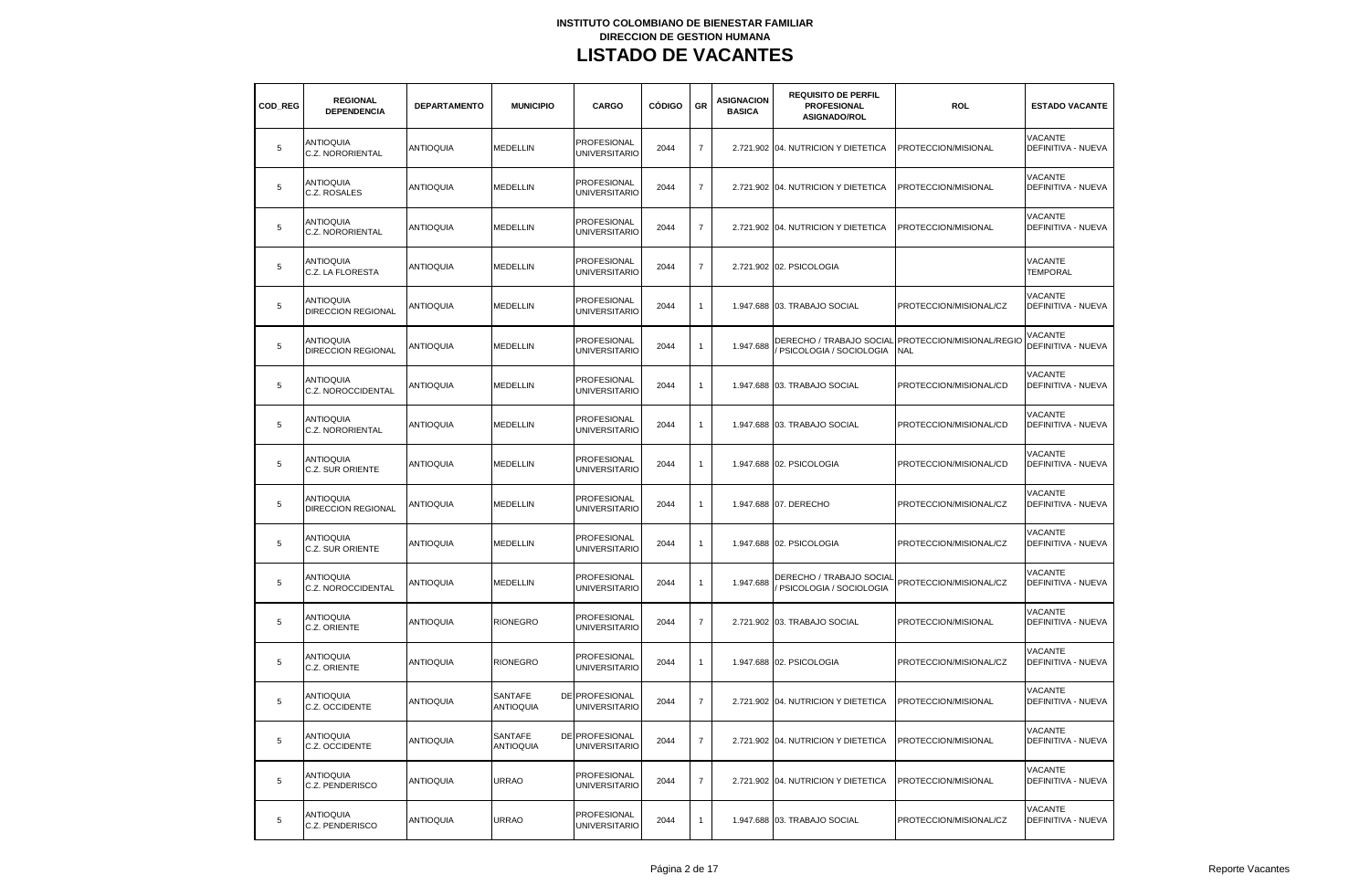**INSTITUTO COLOMBIANO DE BIENESTAR FAMILIAR**
**DIRECCION DE GESTION HUMANA**

# LISTADO DE VACANTES

| COD_REG | REGIONAL DEPENDENCIA | DEPARTAMENTO | MUNICIPIO | CARGO | CÓDIGO | GR | ASIGNACION BASICA | REQUISITO DE PERFIL PROFESIONAL ASIGNADO/ROL | ROL | ESTADO VACANTE |
|---|---|---|---|---|---|---|---|---|---|---|
| 5 | ANTIOQUIA C.Z. NORORIENTAL | ANTIOQUIA | MEDELLIN | PROFESIONAL UNIVERSITARIO | 2044 | 7 | 2.721.902 | 04. NUTRICION Y DIETETICA | PROTECCION/MISIONAL | VACANTE DEFINITIVA - NUEVA |
| 5 | ANTIOQUIA C.Z. ROSALES | ANTIOQUIA | MEDELLIN | PROFESIONAL UNIVERSITARIO | 2044 | 7 | 2.721.902 | 04. NUTRICION Y DIETETICA | PROTECCION/MISIONAL | VACANTE DEFINITIVA - NUEVA |
| 5 | ANTIOQUIA C.Z. NORORIENTAL | ANTIOQUIA | MEDELLIN | PROFESIONAL UNIVERSITARIO | 2044 | 7 | 2.721.902 | 04. NUTRICION Y DIETETICA | PROTECCION/MISIONAL | VACANTE DEFINITIVA - NUEVA |
| 5 | ANTIOQUIA C.Z. LA FLORESTA | ANTIOQUIA | MEDELLIN | PROFESIONAL UNIVERSITARIO | 2044 | 7 | 2.721.902 | 02. PSICOLOGIA | | VACANTE TEMPORAL |
| 5 | ANTIOQUIA DIRECCION REGIONAL | ANTIOQUIA | MEDELLIN | PROFESIONAL UNIVERSITARIO | 2044 | 1 | 1.947.688 | 03. TRABAJO SOCIAL | PROTECCION/MISIONAL/CZ | VACANTE DEFINITIVA - NUEVA |
| 5 | ANTIOQUIA DIRECCION REGIONAL | ANTIOQUIA | MEDELLIN | PROFESIONAL UNIVERSITARIO | 2044 | 1 | 1.947.688 | DERECHO / TRABAJO SOCIAL / PSICOLOGIA / SOCIOLOGIA | PROTECCION/MISIONAL/REGIONAL | VACANTE DEFINITIVA - NUEVA |
| 5 | ANTIOQUIA C.Z. NOROCCIDENTAL | ANTIOQUIA | MEDELLIN | PROFESIONAL UNIVERSITARIO | 2044 | 1 | 1.947.688 | 03. TRABAJO SOCIAL | PROTECCION/MISIONAL/CD | VACANTE DEFINITIVA - NUEVA |
| 5 | ANTIOQUIA C.Z. NORORIENTAL | ANTIOQUIA | MEDELLIN | PROFESIONAL UNIVERSITARIO | 2044 | 1 | 1.947.688 | 03. TRABAJO SOCIAL | PROTECCION/MISIONAL/CD | VACANTE DEFINITIVA - NUEVA |
| 5 | ANTIOQUIA C.Z. SUR ORIENTE | ANTIOQUIA | MEDELLIN | PROFESIONAL UNIVERSITARIO | 2044 | 1 | 1.947.688 | 02. PSICOLOGIA | PROTECCION/MISIONAL/CD | VACANTE DEFINITIVA - NUEVA |
| 5 | ANTIOQUIA DIRECCION REGIONAL | ANTIOQUIA | MEDELLIN | PROFESIONAL UNIVERSITARIO | 2044 | 1 | 1.947.688 | 07. DERECHO | PROTECCION/MISIONAL/CZ | VACANTE DEFINITIVA - NUEVA |
| 5 | ANTIOQUIA C.Z. SUR ORIENTE | ANTIOQUIA | MEDELLIN | PROFESIONAL UNIVERSITARIO | 2044 | 1 | 1.947.688 | 02. PSICOLOGIA | PROTECCION/MISIONAL/CZ | VACANTE DEFINITIVA - NUEVA |
| 5 | ANTIOQUIA C.Z. NOROCCIDENTAL | ANTIOQUIA | MEDELLIN | PROFESIONAL UNIVERSITARIO | 2044 | 1 | 1.947.688 | DERECHO / TRABAJO SOCIAL / PSICOLOGIA / SOCIOLOGIA | PROTECCION/MISIONAL/CZ | VACANTE DEFINITIVA - NUEVA |
| 5 | ANTIOQUIA C.Z. ORIENTE | ANTIOQUIA | RIONEGRO | PROFESIONAL UNIVERSITARIO | 2044 | 7 | 2.721.902 | 03. TRABAJO SOCIAL | PROTECCION/MISIONAL | VACANTE DEFINITIVA - NUEVA |
| 5 | ANTIOQUIA C.Z. ORIENTE | ANTIOQUIA | RIONEGRO | PROFESIONAL UNIVERSITARIO | 2044 | 1 | 1.947.688 | 02. PSICOLOGIA | PROTECCION/MISIONAL/CZ | VACANTE DEFINITIVA - NUEVA |
| 5 | ANTIOQUIA C.Z. OCCIDENTE | ANTIOQUIA | SANTAFE DE ANTIOQUIA | PROFESIONAL UNIVERSITARIO | 2044 | 7 | 2.721.902 | 04. NUTRICION Y DIETETICA | PROTECCION/MISIONAL | VACANTE DEFINITIVA - NUEVA |
| 5 | ANTIOQUIA C.Z. OCCIDENTE | ANTIOQUIA | SANTAFE DE ANTIOQUIA | PROFESIONAL UNIVERSITARIO | 2044 | 7 | 2.721.902 | 04. NUTRICION Y DIETETICA | PROTECCION/MISIONAL | VACANTE DEFINITIVA - NUEVA |
| 5 | ANTIOQUIA C.Z. PENDERISCO | ANTIOQUIA | URRAO | PROFESIONAL UNIVERSITARIO | 2044 | 7 | 2.721.902 | 04. NUTRICION Y DIETETICA | PROTECCION/MISIONAL | VACANTE DEFINITIVA - NUEVA |
| 5 | ANTIOQUIA C.Z. PENDERISCO | ANTIOQUIA | URRAO | PROFESIONAL UNIVERSITARIO | 2044 | 1 | 1.947.688 | 03. TRABAJO SOCIAL | PROTECCION/MISIONAL/CZ | VACANTE DEFINITIVA - NUEVA |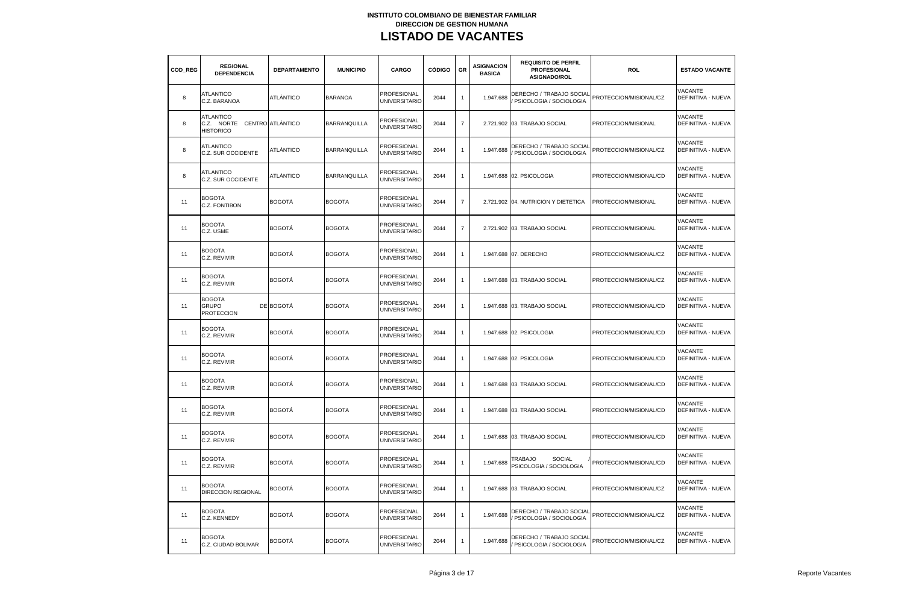**INSTITUTO COLOMBIANO DE BIENESTAR FAMILIAR**
**DIRECCION DE GESTION HUMANA**

# LISTADO DE VACANTES

| COD_REG | REGIONAL DEPENDENCIA | DEPARTAMENTO | MUNICIPIO | CARGO | CÓDIGO | GR | ASIGNACION BASICA | REQUISITO DE PERFIL PROFESIONAL ASIGNADO/ROL | ROL | ESTADO VACANTE |
|---|---|---|---|---|---|---|---|---|---|---|
| 8 | ATLANTICO C.Z. BARANOA | ATLÁNTICO | BARANOA | PROFESIONAL UNIVERSITARIO | 2044 | 1 | 1.947.688 | DERECHO / TRABAJO SOCIAL / PSICOLOGIA / SOCIOLOGIA | PROTECCION/MISIONAL/CZ | VACANTE DEFINITIVA - NUEVA |
| 8 | ATLANTICO C.Z. NORTE CENTRO HISTORICO | ATLÁNTICO | BARRANQUILLA | PROFESIONAL UNIVERSITARIO | 2044 | 7 | 2.721.902 | 03. TRABAJO SOCIAL | PROTECCION/MISIONAL | VACANTE DEFINITIVA - NUEVA |
| 8 | ATLANTICO C.Z. SUR OCCIDENTE | ATLÁNTICO | BARRANQUILLA | PROFESIONAL UNIVERSITARIO | 2044 | 1 | 1.947.688 | DERECHO / TRABAJO SOCIAL / PSICOLOGIA / SOCIOLOGIA | PROTECCION/MISIONAL/CZ | VACANTE DEFINITIVA - NUEVA |
| 8 | ATLANTICO C.Z. SUR OCCIDENTE | ATLÁNTICO | BARRANQUILLA | PROFESIONAL UNIVERSITARIO | 2044 | 1 | 1.947.688 | 02. PSICOLOGIA | PROTECCION/MISIONAL/CD | VACANTE DEFINITIVA - NUEVA |
| 11 | BOGOTA C.Z. FONTIBON | BOGOTÁ | BOGOTA | PROFESIONAL UNIVERSITARIO | 2044 | 7 | 2.721.902 | 04. NUTRICION Y DIETETICA | PROTECCION/MISIONAL | VACANTE DEFINITIVA - NUEVA |
| 11 | BOGOTA C.Z. USME | BOGOTÁ | BOGOTA | PROFESIONAL UNIVERSITARIO | 2044 | 7 | 2.721.902 | 03. TRABAJO SOCIAL | PROTECCION/MISIONAL | VACANTE DEFINITIVA - NUEVA |
| 11 | BOGOTA C.Z. REVIVIR | BOGOTÁ | BOGOTA | PROFESIONAL UNIVERSITARIO | 2044 | 1 | 1.947.688 | 07. DERECHO | PROTECCION/MISIONAL/CZ | VACANTE DEFINITIVA - NUEVA |
| 11 | BOGOTA C.Z. REVIVIR | BOGOTÁ | BOGOTA | PROFESIONAL UNIVERSITARIO | 2044 | 1 | 1.947.688 | 03. TRABAJO SOCIAL | PROTECCION/MISIONAL/CZ | VACANTE DEFINITIVA - NUEVA |
| 11 | BOGOTA GRUPO DE PROTECCION | BOGOTÁ | BOGOTA | PROFESIONAL UNIVERSITARIO | 2044 | 1 | 1.947.688 | 03. TRABAJO SOCIAL | PROTECCION/MISIONAL/CD | VACANTE DEFINITIVA - NUEVA |
| 11 | BOGOTA C.Z. REVIVIR | BOGOTÁ | BOGOTA | PROFESIONAL UNIVERSITARIO | 2044 | 1 | 1.947.688 | 02. PSICOLOGIA | PROTECCION/MISIONAL/CD | VACANTE DEFINITIVA - NUEVA |
| 11 | BOGOTA C.Z. REVIVIR | BOGOTÁ | BOGOTA | PROFESIONAL UNIVERSITARIO | 2044 | 1 | 1.947.688 | 02. PSICOLOGIA | PROTECCION/MISIONAL/CD | VACANTE DEFINITIVA - NUEVA |
| 11 | BOGOTA C.Z. REVIVIR | BOGOTÁ | BOGOTA | PROFESIONAL UNIVERSITARIO | 2044 | 1 | 1.947.688 | 03. TRABAJO SOCIAL | PROTECCION/MISIONAL/CD | VACANTE DEFINITIVA - NUEVA |
| 11 | BOGOTA C.Z. REVIVIR | BOGOTÁ | BOGOTA | PROFESIONAL UNIVERSITARIO | 2044 | 1 | 1.947.688 | 03. TRABAJO SOCIAL | PROTECCION/MISIONAL/CD | VACANTE DEFINITIVA - NUEVA |
| 11 | BOGOTA C.Z. REVIVIR | BOGOTÁ | BOGOTA | PROFESIONAL UNIVERSITARIO | 2044 | 1 | 1.947.688 | 03. TRABAJO SOCIAL | PROTECCION/MISIONAL/CD | VACANTE DEFINITIVA - NUEVA |
| 11 | BOGOTA C.Z. REVIVIR | BOGOTÁ | BOGOTA | PROFESIONAL UNIVERSITARIO | 2044 | 1 | 1.947.688 | TRABAJO SOCIAL / PSICOLOGIA / SOCIOLOGIA | PROTECCION/MISIONAL/CD | VACANTE DEFINITIVA - NUEVA |
| 11 | BOGOTA DIRECCION REGIONAL | BOGOTÁ | BOGOTA | PROFESIONAL UNIVERSITARIO | 2044 | 1 | 1.947.688 | 03. TRABAJO SOCIAL | PROTECCION/MISIONAL/CZ | VACANTE DEFINITIVA - NUEVA |
| 11 | BOGOTA C.Z. KENNEDY | BOGOTÁ | BOGOTA | PROFESIONAL UNIVERSITARIO | 2044 | 1 | 1.947.688 | DERECHO / TRABAJO SOCIAL / PSICOLOGIA / SOCIOLOGIA | PROTECCION/MISIONAL/CZ | VACANTE DEFINITIVA - NUEVA |
| 11 | BOGOTA C.Z. CIUDAD BOLIVAR | BOGOTÁ | BOGOTA | PROFESIONAL UNIVERSITARIO | 2044 | 1 | 1.947.688 | DERECHO / TRABAJO SOCIAL / PSICOLOGIA / SOCIOLOGIA | PROTECCION/MISIONAL/CZ | VACANTE DEFINITIVA - NUEVA |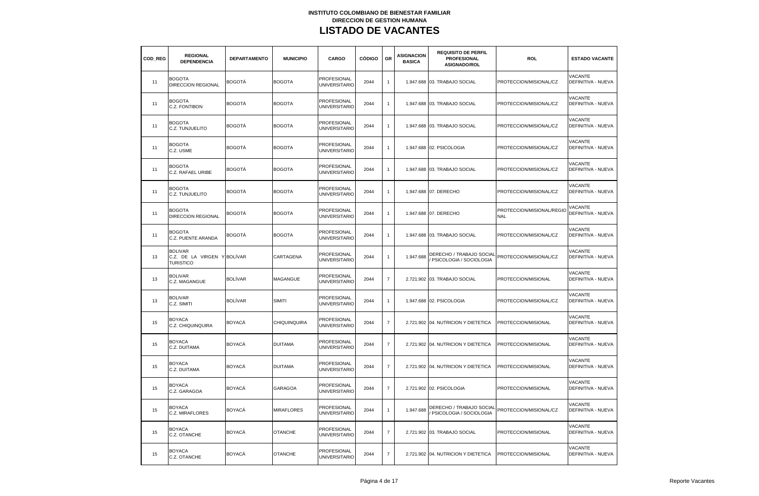**INSTITUTO COLOMBIANO DE BIENESTAR FAMILIAR**
**DIRECCION DE GESTION HUMANA**

# LISTADO DE VACANTES

| COD_REG | REGIONAL DEPENDENCIA | DEPARTAMENTO | MUNICIPIO | CARGO | CÓDIGO | GR | ASIGNACION BASICA | REQUISITO DE PERFIL PROFESIONAL ASIGNADO/ROL | ROL | ESTADO VACANTE |
|---|---|---|---|---|---|---|---|---|---|---|
| 11 | BOGOTA DIRECCION REGIONAL | BOGOTÁ | BOGOTA | PROFESIONAL UNIVERSITARIO | 2044 | 1 | 1.947.688 | 03. TRABAJO SOCIAL | PROTECCION/MISIONAL/CZ | VACANTE DEFINITIVA - NUEVA |
| 11 | BOGOTA C.Z. FONTIBON | BOGOTÁ | BOGOTA | PROFESIONAL UNIVERSITARIO | 2044 | 1 | 1.947.688 | 03. TRABAJO SOCIAL | PROTECCION/MISIONAL/CZ | VACANTE DEFINITIVA - NUEVA |
| 11 | BOGOTA C.Z. TUNJUELITO | BOGOTÁ | BOGOTA | PROFESIONAL UNIVERSITARIO | 2044 | 1 | 1.947.688 | 03. TRABAJO SOCIAL | PROTECCION/MISIONAL/CZ | VACANTE DEFINITIVA - NUEVA |
| 11 | BOGOTA C.Z. USME | BOGOTÁ | BOGOTA | PROFESIONAL UNIVERSITARIO | 2044 | 1 | 1.947.688 | 02. PSICOLOGIA | PROTECCION/MISIONAL/CZ | VACANTE DEFINITIVA - NUEVA |
| 11 | BOGOTA C.Z. RAFAEL URIBE | BOGOTÁ | BOGOTA | PROFESIONAL UNIVERSITARIO | 2044 | 1 | 1.947.688 | 03. TRABAJO SOCIAL | PROTECCION/MISIONAL/CZ | VACANTE DEFINITIVA - NUEVA |
| 11 | BOGOTA C.Z. TUNJUELITO | BOGOTÁ | BOGOTA | PROFESIONAL UNIVERSITARIO | 2044 | 1 | 1.947.688 | 07. DERECHO | PROTECCION/MISIONAL/CZ | VACANTE DEFINITIVA - NUEVA |
| 11 | BOGOTA DIRECCION REGIONAL | BOGOTÁ | BOGOTA | PROFESIONAL UNIVERSITARIO | 2044 | 1 | 1.947.688 | 07. DERECHO | PROTECCION/MISIONAL/REGIONAL | VACANTE DEFINITIVA - NUEVA |
| 11 | BOGOTA C.Z. PUENTE ARANDA | BOGOTÁ | BOGOTA | PROFESIONAL UNIVERSITARIO | 2044 | 1 | 1.947.688 | 03. TRABAJO SOCIAL | PROTECCION/MISIONAL/CZ | VACANTE DEFINITIVA - NUEVA |
| 13 | BOLIVAR C.Z. DE LA VIRGEN Y TURISTICO | BOLÍVAR | CARTAGENA | PROFESIONAL UNIVERSITARIO | 2044 | 1 | 1.947.688 | DERECHO / TRABAJO SOCIAL / PSICOLOGIA / SOCIOLOGIA | PROTECCION/MISIONAL/CZ | VACANTE DEFINITIVA - NUEVA |
| 13 | BOLIVAR C.Z. MAGANGUE | BOLÍVAR | MAGANGUE | PROFESIONAL UNIVERSITARIO | 2044 | 7 | 2.721.902 | 03. TRABAJO SOCIAL | PROTECCION/MISIONAL | VACANTE DEFINITIVA - NUEVA |
| 13 | BOLIVAR C.Z. SIMITI | BOLÍVAR | SIMITI | PROFESIONAL UNIVERSITARIO | 2044 | 1 | 1.947.688 | 02. PSICOLOGIA | PROTECCION/MISIONAL/CZ | VACANTE DEFINITIVA - NUEVA |
| 15 | BOYACA C.Z. CHIQUINQUIRA | BOYACÁ | CHIQUINQUIRA | PROFESIONAL UNIVERSITARIO | 2044 | 7 | 2.721.902 | 04. NUTRICION Y DIETETICA | PROTECCION/MISIONAL | VACANTE DEFINITIVA - NUEVA |
| 15 | BOYACA C.Z. DUITAMA | BOYACÁ | DUITAMA | PROFESIONAL UNIVERSITARIO | 2044 | 7 | 2.721.902 | 04. NUTRICION Y DIETETICA | PROTECCION/MISIONAL | VACANTE DEFINITIVA - NUEVA |
| 15 | BOYACA C.Z. DUITAMA | BOYACÁ | DUITAMA | PROFESIONAL UNIVERSITARIO | 2044 | 7 | 2.721.902 | 04. NUTRICION Y DIETETICA | PROTECCION/MISIONAL | VACANTE DEFINITIVA - NUEVA |
| 15 | BOYACA C.Z. GARAGOA | BOYACÁ | GARAGOA | PROFESIONAL UNIVERSITARIO | 2044 | 7 | 2.721.902 | 02. PSICOLOGIA | PROTECCION/MISIONAL | VACANTE DEFINITIVA - NUEVA |
| 15 | BOYACA C.Z. MIRAFLORES | BOYACÁ | MIRAFLORES | PROFESIONAL UNIVERSITARIO | 2044 | 1 | 1.947.688 | DERECHO / TRABAJO SOCIAL / PSICOLOGIA / SOCIOLOGIA | PROTECCION/MISIONAL/CZ | VACANTE DEFINITIVA - NUEVA |
| 15 | BOYACA C.Z. OTANCHE | BOYACÁ | OTANCHE | PROFESIONAL UNIVERSITARIO | 2044 | 7 | 2.721.902 | 03. TRABAJO SOCIAL | PROTECCION/MISIONAL | VACANTE DEFINITIVA - NUEVA |
| 15 | BOYACA C.Z. OTANCHE | BOYACÁ | OTANCHE | PROFESIONAL UNIVERSITARIO | 2044 | 7 | 2.721.902 | 04. NUTRICION Y DIETETICA | PROTECCION/MISIONAL | VACANTE DEFINITIVA - NUEVA |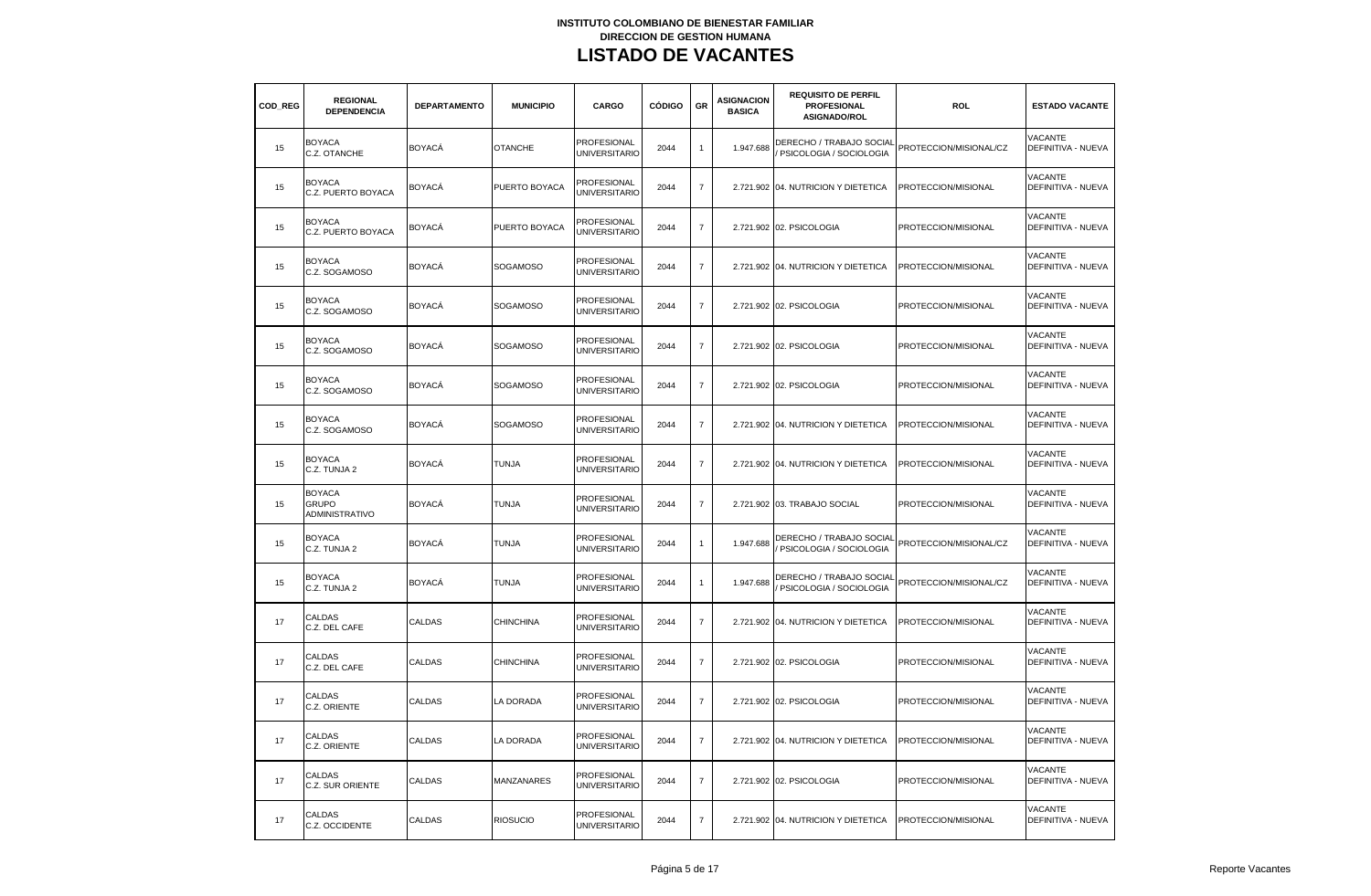**INSTITUTO COLOMBIANO DE BIENESTAR FAMILIAR**
**DIRECCION DE GESTION HUMANA**

# LISTADO DE VACANTES

| COD_REG | REGIONAL DEPENDENCIA | DEPARTAMENTO | MUNICIPIO | CARGO | CÓDIGO | GR | ASIGNACION BASICA | REQUISITO DE PERFIL PROFESIONAL ASIGNADO/ROL | ROL | ESTADO VACANTE |
|---|---|---|---|---|---|---|---|---|---|---|
| 15 | BOYACA C.Z. OTANCHE | BOYACÁ | OTANCHE | PROFESIONAL UNIVERSITARIO | 2044 | 1 | 1.947.688 | DERECHO / TRABAJO SOCIAL / PSICOLOGIA / SOCIOLOGIA | PROTECCION/MISIONAL/CZ | VACANTE DEFINITIVA - NUEVA |
| 15 | BOYACA C.Z. PUERTO BOYACA | BOYACÁ | PUERTO BOYACA | PROFESIONAL UNIVERSITARIO | 2044 | 7 | 2.721.902 | 04. NUTRICION Y DIETETICA | PROTECCION/MISIONAL | VACANTE DEFINITIVA - NUEVA |
| 15 | BOYACA C.Z. PUERTO BOYACA | BOYACÁ | PUERTO BOYACA | PROFESIONAL UNIVERSITARIO | 2044 | 7 | 2.721.902 | 02. PSICOLOGIA | PROTECCION/MISIONAL | VACANTE DEFINITIVA - NUEVA |
| 15 | BOYACA C.Z. SOGAMOSO | BOYACÁ | SOGAMOSO | PROFESIONAL UNIVERSITARIO | 2044 | 7 | 2.721.902 | 04. NUTRICION Y DIETETICA | PROTECCION/MISIONAL | VACANTE DEFINITIVA - NUEVA |
| 15 | BOYACA C.Z. SOGAMOSO | BOYACÁ | SOGAMOSO | PROFESIONAL UNIVERSITARIO | 2044 | 7 | 2.721.902 | 02. PSICOLOGIA | PROTECCION/MISIONAL | VACANTE DEFINITIVA - NUEVA |
| 15 | BOYACA C.Z. SOGAMOSO | BOYACÁ | SOGAMOSO | PROFESIONAL UNIVERSITARIO | 2044 | 7 | 2.721.902 | 02. PSICOLOGIA | PROTECCION/MISIONAL | VACANTE DEFINITIVA - NUEVA |
| 15 | BOYACA C.Z. SOGAMOSO | BOYACÁ | SOGAMOSO | PROFESIONAL UNIVERSITARIO | 2044 | 7 | 2.721.902 | 02. PSICOLOGIA | PROTECCION/MISIONAL | VACANTE DEFINITIVA - NUEVA |
| 15 | BOYACA C.Z. SOGAMOSO | BOYACÁ | SOGAMOSO | PROFESIONAL UNIVERSITARIO | 2044 | 7 | 2.721.902 | 04. NUTRICION Y DIETETICA | PROTECCION/MISIONAL | VACANTE DEFINITIVA - NUEVA |
| 15 | BOYACA C.Z. TUNJA 2 | BOYACÁ | TUNJA | PROFESIONAL UNIVERSITARIO | 2044 | 7 | 2.721.902 | 04. NUTRICION Y DIETETICA | PROTECCION/MISIONAL | VACANTE DEFINITIVA - NUEVA |
| 15 | BOYACA GRUPO ADMINISTRATIVO | BOYACÁ | TUNJA | PROFESIONAL UNIVERSITARIO | 2044 | 7 | 2.721.902 | 03. TRABAJO SOCIAL | PROTECCION/MISIONAL | VACANTE DEFINITIVA - NUEVA |
| 15 | BOYACA C.Z. TUNJA 2 | BOYACÁ | TUNJA | PROFESIONAL UNIVERSITARIO | 2044 | 1 | 1.947.688 | DERECHO / TRABAJO SOCIAL / PSICOLOGIA / SOCIOLOGIA | PROTECCION/MISIONAL/CZ | VACANTE DEFINITIVA - NUEVA |
| 15 | BOYACA C.Z. TUNJA 2 | BOYACÁ | TUNJA | PROFESIONAL UNIVERSITARIO | 2044 | 1 | 1.947.688 | DERECHO / TRABAJO SOCIAL / PSICOLOGIA / SOCIOLOGIA | PROTECCION/MISIONAL/CZ | VACANTE DEFINITIVA - NUEVA |
| 17 | CALDAS C.Z. DEL CAFE | CALDAS | CHINCHINA | PROFESIONAL UNIVERSITARIO | 2044 | 7 | 2.721.902 | 04. NUTRICION Y DIETETICA | PROTECCION/MISIONAL | VACANTE DEFINITIVA - NUEVA |
| 17 | CALDAS C.Z. DEL CAFE | CALDAS | CHINCHINA | PROFESIONAL UNIVERSITARIO | 2044 | 7 | 2.721.902 | 02. PSICOLOGIA | PROTECCION/MISIONAL | VACANTE DEFINITIVA - NUEVA |
| 17 | CALDAS C.Z. ORIENTE | CALDAS | LA DORADA | PROFESIONAL UNIVERSITARIO | 2044 | 7 | 2.721.902 | 02. PSICOLOGIA | PROTECCION/MISIONAL | VACANTE DEFINITIVA - NUEVA |
| 17 | CALDAS C.Z. ORIENTE | CALDAS | LA DORADA | PROFESIONAL UNIVERSITARIO | 2044 | 7 | 2.721.902 | 04. NUTRICION Y DIETETICA | PROTECCION/MISIONAL | VACANTE DEFINITIVA - NUEVA |
| 17 | CALDAS C.Z. SUR ORIENTE | CALDAS | MANZANARES | PROFESIONAL UNIVERSITARIO | 2044 | 7 | 2.721.902 | 02. PSICOLOGIA | PROTECCION/MISIONAL | VACANTE DEFINITIVA - NUEVA |
| 17 | CALDAS C.Z. OCCIDENTE | CALDAS | RIOSUCIO | PROFESIONAL UNIVERSITARIO | 2044 | 7 | 2.721.902 | 04. NUTRICION Y DIETETICA | PROTECCION/MISIONAL | VACANTE DEFINITIVA - NUEVA |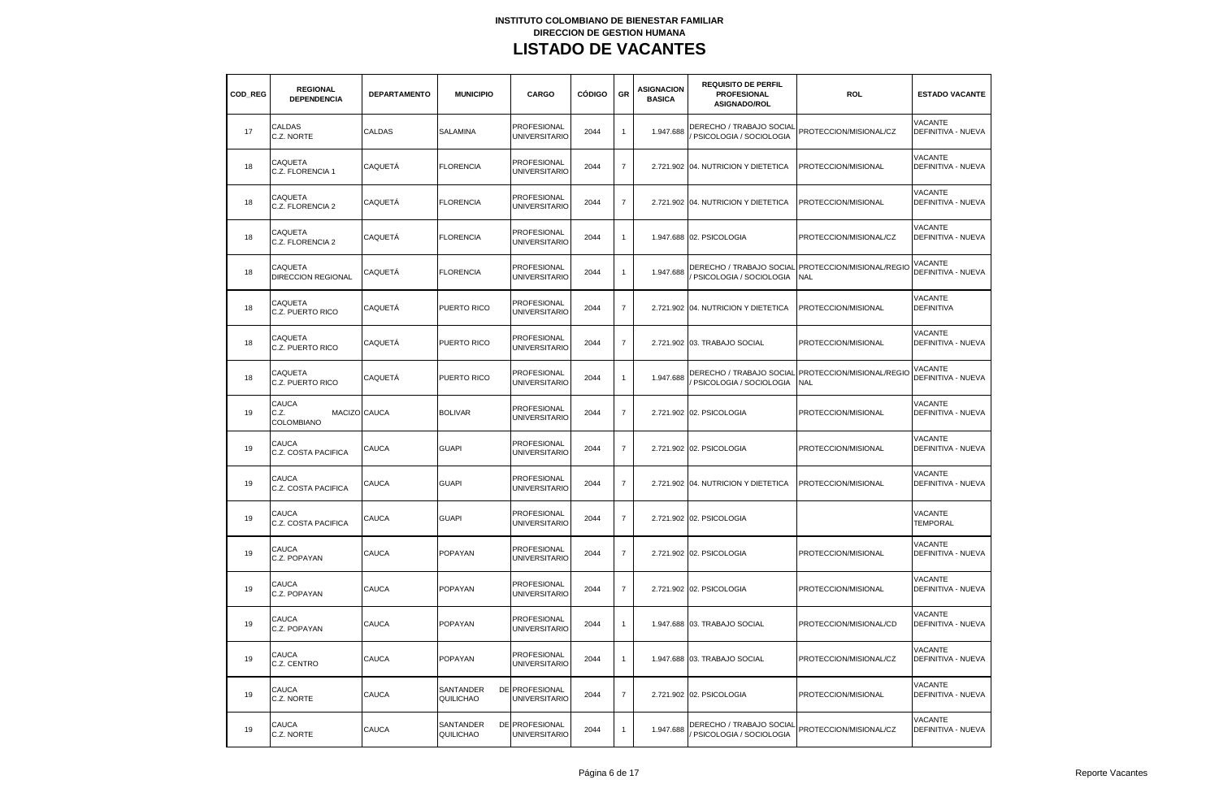**INSTITUTO COLOMBIANO DE BIENESTAR FAMILIAR**
**DIRECCION DE GESTION HUMANA**

# LISTADO DE VACANTES

| COD_REG | REGIONAL DEPENDENCIA | DEPARTAMENTO | MUNICIPIO | CARGO | CÓDIGO | GR | ASIGNACION BASICA | REQUISITO DE PERFIL PROFESIONAL ASIGNADO/ROL | ROL | ESTADO VACANTE |
|---|---|---|---|---|---|---|---|---|---|---|
| 17 | CALDAS C.Z. NORTE | CALDAS | SALAMINA | PROFESIONAL UNIVERSITARIO | 2044 | 1 | 1.947.688 | DERECHO / TRABAJO SOCIAL / PSICOLOGIA / SOCIOLOGIA | PROTECCION/MISIONAL/CZ | VACANTE DEFINITIVA - NUEVA |
| 18 | CAQUETA C.Z. FLORENCIA 1 | CAQUETÁ | FLORENCIA | PROFESIONAL UNIVERSITARIO | 2044 | 7 | 2.721.902 | 04. NUTRICION Y DIETETICA | PROTECCION/MISIONAL | VACANTE DEFINITIVA - NUEVA |
| 18 | CAQUETA C.Z. FLORENCIA 2 | CAQUETÁ | FLORENCIA | PROFESIONAL UNIVERSITARIO | 2044 | 7 | 2.721.902 | 04. NUTRICION Y DIETETICA | PROTECCION/MISIONAL | VACANTE DEFINITIVA - NUEVA |
| 18 | CAQUETA C.Z. FLORENCIA 2 | CAQUETÁ | FLORENCIA | PROFESIONAL UNIVERSITARIO | 2044 | 1 | 1.947.688 | 02. PSICOLOGIA | PROTECCION/MISIONAL/CZ | VACANTE DEFINITIVA - NUEVA |
| 18 | CAQUETA DIRECCION REGIONAL | CAQUETÁ | FLORENCIA | PROFESIONAL UNIVERSITARIO | 2044 | 1 | 1.947.688 | DERECHO / TRABAJO SOCIAL / PSICOLOGIA / SOCIOLOGIA | PROTECCION/MISIONAL/REGIONAL | VACANTE DEFINITIVA - NUEVA |
| 18 | CAQUETA C.Z. PUERTO RICO | CAQUETÁ | PUERTO RICO | PROFESIONAL UNIVERSITARIO | 2044 | 7 | 2.721.902 | 04. NUTRICION Y DIETETICA | PROTECCION/MISIONAL | VACANTE DEFINITIVA |
| 18 | CAQUETA C.Z. PUERTO RICO | CAQUETÁ | PUERTO RICO | PROFESIONAL UNIVERSITARIO | 2044 | 7 | 2.721.902 | 03. TRABAJO SOCIAL | PROTECCION/MISIONAL | VACANTE DEFINITIVA - NUEVA |
| 18 | CAQUETA C.Z. PUERTO RICO | CAQUETÁ | PUERTO RICO | PROFESIONAL UNIVERSITARIO | 2044 | 1 | 1.947.688 | DERECHO / TRABAJO SOCIAL / PSICOLOGIA / SOCIOLOGIA | PROTECCION/MISIONAL/REGIONAL | VACANTE DEFINITIVA - NUEVA |
| 19 | CAUCA C.Z. MACIZO COLOMBIANO | CAUCA | BOLIVAR | PROFESIONAL UNIVERSITARIO | 2044 | 7 | 2.721.902 | 02. PSICOLOGIA | PROTECCION/MISIONAL | VACANTE DEFINITIVA - NUEVA |
| 19 | CAUCA C.Z. COSTA PACIFICA | CAUCA | GUAPI | PROFESIONAL UNIVERSITARIO | 2044 | 7 | 2.721.902 | 02. PSICOLOGIA | PROTECCION/MISIONAL | VACANTE DEFINITIVA - NUEVA |
| 19 | CAUCA C.Z. COSTA PACIFICA | CAUCA | GUAPI | PROFESIONAL UNIVERSITARIO | 2044 | 7 | 2.721.902 | 04. NUTRICION Y DIETETICA | PROTECCION/MISIONAL | VACANTE DEFINITIVA - NUEVA |
| 19 | CAUCA C.Z. COSTA PACIFICA | CAUCA | GUAPI | PROFESIONAL UNIVERSITARIO | 2044 | 7 | 2.721.902 | 02. PSICOLOGIA | | VACANTE TEMPORAL |
| 19 | CAUCA C.Z. POPAYAN | CAUCA | POPAYAN | PROFESIONAL UNIVERSITARIO | 2044 | 7 | 2.721.902 | 02. PSICOLOGIA | PROTECCION/MISIONAL | VACANTE DEFINITIVA - NUEVA |
| 19 | CAUCA C.Z. POPAYAN | CAUCA | POPAYAN | PROFESIONAL UNIVERSITARIO | 2044 | 7 | 2.721.902 | 02. PSICOLOGIA | PROTECCION/MISIONAL | VACANTE DEFINITIVA - NUEVA |
| 19 | CAUCA C.Z. POPAYAN | CAUCA | POPAYAN | PROFESIONAL UNIVERSITARIO | 2044 | 1 | 1.947.688 | 03. TRABAJO SOCIAL | PROTECCION/MISIONAL/CD | VACANTE DEFINITIVA - NUEVA |
| 19 | CAUCA C.Z. CENTRO | CAUCA | POPAYAN | PROFESIONAL UNIVERSITARIO | 2044 | 1 | 1.947.688 | 03. TRABAJO SOCIAL | PROTECCION/MISIONAL/CZ | VACANTE DEFINITIVA - NUEVA |
| 19 | CAUCA C.Z. NORTE | CAUCA | SANTANDER DE QUILICHAO | PROFESIONAL UNIVERSITARIO | 2044 | 7 | 2.721.902 | 02. PSICOLOGIA | PROTECCION/MISIONAL | VACANTE DEFINITIVA - NUEVA |
| 19 | CAUCA C.Z. NORTE | CAUCA | SANTANDER DE QUILICHAO | PROFESIONAL UNIVERSITARIO | 2044 | 1 | 1.947.688 | DERECHO / TRABAJO SOCIAL / PSICOLOGIA / SOCIOLOGIA | PROTECCION/MISIONAL/CZ | VACANTE DEFINITIVA - NUEVA |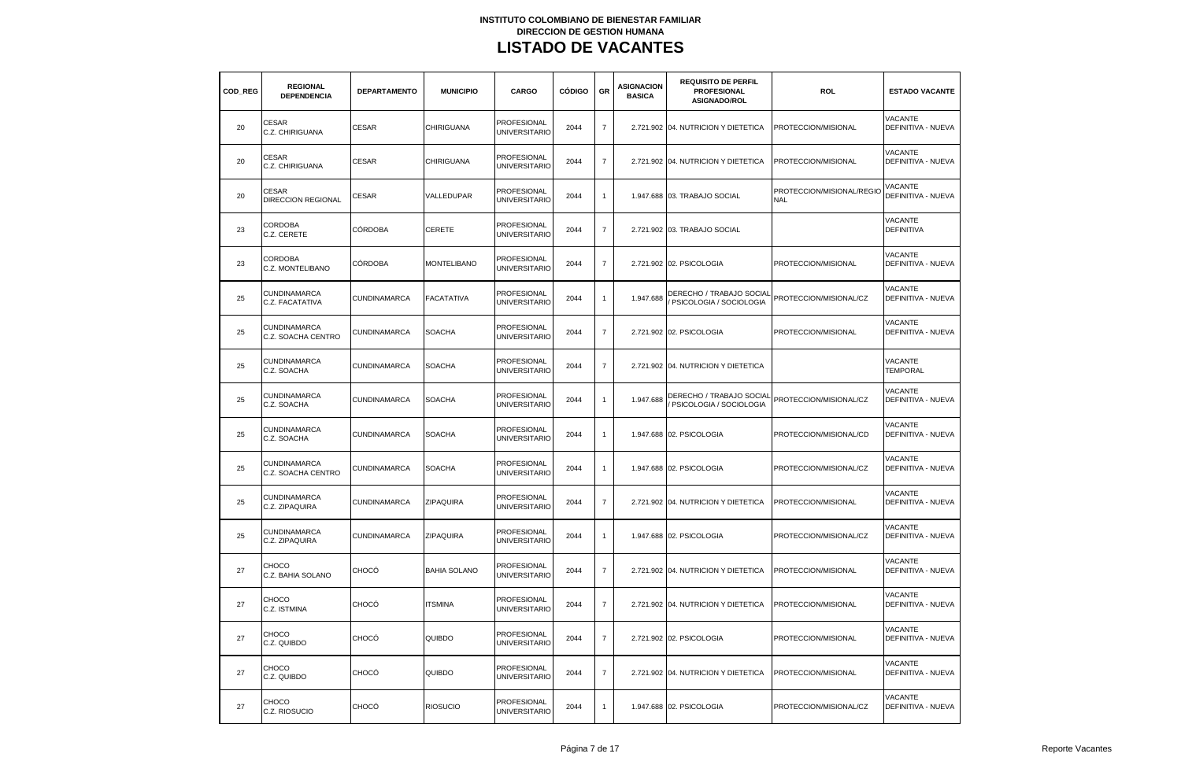**INSTITUTO COLOMBIANO DE BIENESTAR FAMILIAR**
**DIRECCION DE GESTION HUMANA**

# LISTADO DE VACANTES

| COD_REG | REGIONAL DEPENDENCIA | DEPARTAMENTO | MUNICIPIO | CARGO | CÓDIGO | GR | ASIGNACION BASICA | REQUISITO DE PERFIL PROFESIONAL ASIGNADO/ROL | ROL | ESTADO VACANTE |
|---|---|---|---|---|---|---|---|---|---|---|
| 20 | CESAR C.Z. CHIRIGUANA | CESAR | CHIRIGUANA | PROFESIONAL UNIVERSITARIO | 2044 | 7 | 2.721.902 | 04. NUTRICION Y DIETETICA | PROTECCION/MISIONAL | VACANTE DEFINITIVA - NUEVA |
| 20 | CESAR C.Z. CHIRIGUANA | CESAR | CHIRIGUANA | PROFESIONAL UNIVERSITARIO | 2044 | 7 | 2.721.902 | 04. NUTRICION Y DIETETICA | PROTECCION/MISIONAL | VACANTE DEFINITIVA - NUEVA |
| 20 | CESAR DIRECCION REGIONAL | CESAR | VALLEDUPAR | PROFESIONAL UNIVERSITARIO | 2044 | 1 | 1.947.688 | 03. TRABAJO SOCIAL | PROTECCION/MISIONAL/REGIONAL | VACANTE DEFINITIVA - NUEVA |
| 23 | CORDOBA C.Z. CERETE | CÓRDOBA | CERETE | PROFESIONAL UNIVERSITARIO | 2044 | 7 | 2.721.902 | 03. TRABAJO SOCIAL | | VACANTE DEFINITIVA |
| 23 | CORDOBA C.Z. MONTELIBANO | CÓRDOBA | MONTELIBANO | PROFESIONAL UNIVERSITARIO | 2044 | 7 | 2.721.902 | 02. PSICOLOGIA | PROTECCION/MISIONAL | VACANTE DEFINITIVA - NUEVA |
| 25 | CUNDINAMARCA C.Z. FACATATIVA | CUNDINAMARCA | FACATATIVA | PROFESIONAL UNIVERSITARIO | 2044 | 1 | 1.947.688 | DERECHO / TRABAJO SOCIAL / PSICOLOGIA / SOCIOLOGIA | PROTECCION/MISIONAL/CZ | VACANTE DEFINITIVA - NUEVA |
| 25 | CUNDINAMARCA C.Z. SOACHA CENTRO | CUNDINAMARCA | SOACHA | PROFESIONAL UNIVERSITARIO | 2044 | 7 | 2.721.902 | 02. PSICOLOGIA | PROTECCION/MISIONAL | VACANTE DEFINITIVA - NUEVA |
| 25 | CUNDINAMARCA C.Z. SOACHA | CUNDINAMARCA | SOACHA | PROFESIONAL UNIVERSITARIO | 2044 | 7 | 2.721.902 | 04. NUTRICION Y DIETETICA | | VACANTE TEMPORAL |
| 25 | CUNDINAMARCA C.Z. SOACHA | CUNDINAMARCA | SOACHA | PROFESIONAL UNIVERSITARIO | 2044 | 1 | 1.947.688 | DERECHO / TRABAJO SOCIAL / PSICOLOGIA / SOCIOLOGIA | PROTECCION/MISIONAL/CZ | VACANTE DEFINITIVA - NUEVA |
| 25 | CUNDINAMARCA C.Z. SOACHA | CUNDINAMARCA | SOACHA | PROFESIONAL UNIVERSITARIO | 2044 | 1 | 1.947.688 | 02. PSICOLOGIA | PROTECCION/MISIONAL/CD | VACANTE DEFINITIVA - NUEVA |
| 25 | CUNDINAMARCA C.Z. SOACHA CENTRO | CUNDINAMARCA | SOACHA | PROFESIONAL UNIVERSITARIO | 2044 | 1 | 1.947.688 | 02. PSICOLOGIA | PROTECCION/MISIONAL/CZ | VACANTE DEFINITIVA - NUEVA |
| 25 | CUNDINAMARCA C.Z. ZIPAQUIRA | CUNDINAMARCA | ZIPAQUIRA | PROFESIONAL UNIVERSITARIO | 2044 | 7 | 2.721.902 | 04. NUTRICION Y DIETETICA | PROTECCION/MISIONAL | VACANTE DEFINITIVA - NUEVA |
| 25 | CUNDINAMARCA C.Z. ZIPAQUIRA | CUNDINAMARCA | ZIPAQUIRA | PROFESIONAL UNIVERSITARIO | 2044 | 1 | 1.947.688 | 02. PSICOLOGIA | PROTECCION/MISIONAL/CZ | VACANTE DEFINITIVA - NUEVA |
| 27 | CHOCO C.Z. BAHIA SOLANO | CHOCÓ | BAHIA SOLANO | PROFESIONAL UNIVERSITARIO | 2044 | 7 | 2.721.902 | 04. NUTRICION Y DIETETICA | PROTECCION/MISIONAL | VACANTE DEFINITIVA - NUEVA |
| 27 | CHOCO C.Z. ISTMINA | CHOCÓ | ITSMINA | PROFESIONAL UNIVERSITARIO | 2044 | 7 | 2.721.902 | 04. NUTRICION Y DIETETICA | PROTECCION/MISIONAL | VACANTE DEFINITIVA - NUEVA |
| 27 | CHOCO C.Z. QUIBDO | CHOCÓ | QUIBDO | PROFESIONAL UNIVERSITARIO | 2044 | 7 | 2.721.902 | 02. PSICOLOGIA | PROTECCION/MISIONAL | VACANTE DEFINITIVA - NUEVA |
| 27 | CHOCO C.Z. QUIBDO | CHOCÓ | QUIBDO | PROFESIONAL UNIVERSITARIO | 2044 | 7 | 2.721.902 | 04. NUTRICION Y DIETETICA | PROTECCION/MISIONAL | VACANTE DEFINITIVA - NUEVA |
| 27 | CHOCO C.Z. RIOSUCIO | CHOCÓ | RIOSUCIO | PROFESIONAL UNIVERSITARIO | 2044 | 1 | 1.947.688 | 02. PSICOLOGIA | PROTECCION/MISIONAL/CZ | VACANTE DEFINITIVA - NUEVA |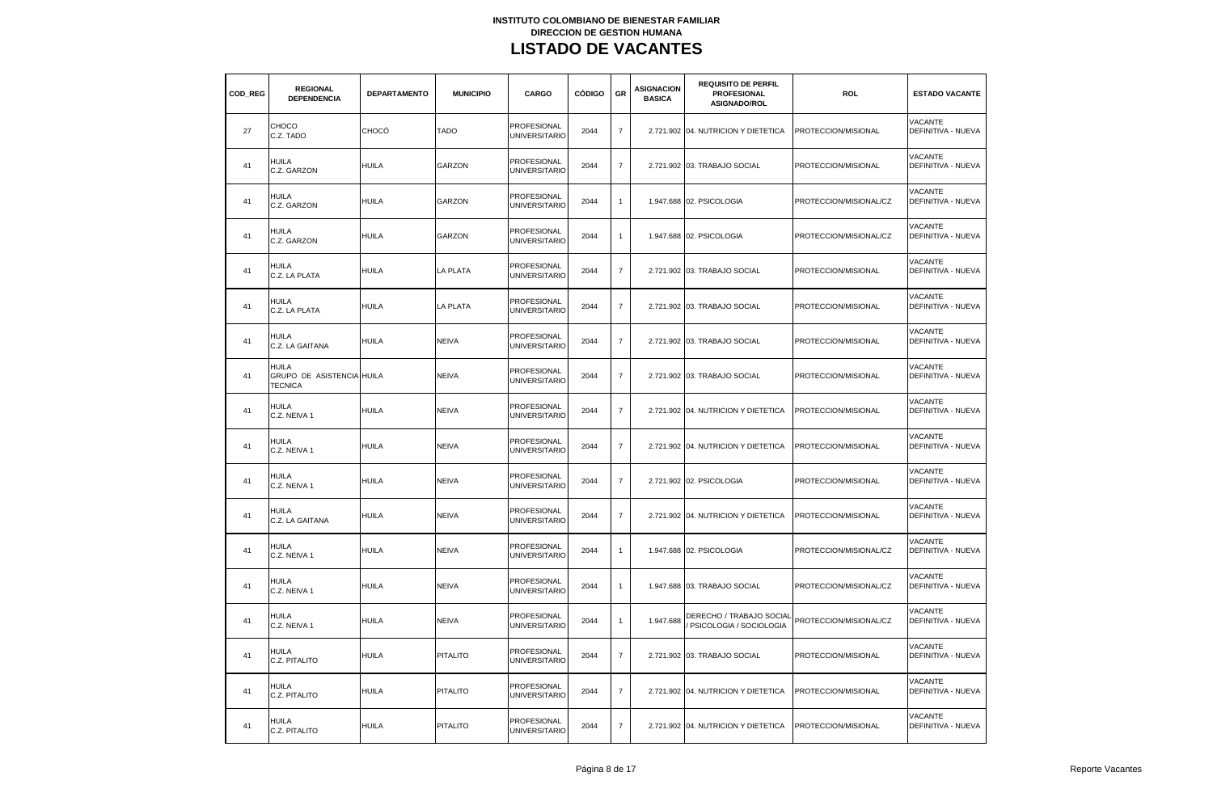**INSTITUTO COLOMBIANO DE BIENESTAR FAMILIAR**
**DIRECCION DE GESTION HUMANA**

# LISTADO DE VACANTES

| COD_REG | REGIONAL DEPENDENCIA | DEPARTAMENTO | MUNICIPIO | CARGO | CÓDIGO | GR | ASIGNACION BASICA | REQUISITO DE PERFIL PROFESIONAL ASIGNADO/ROL | ROL | ESTADO VACANTE |
|---|---|---|---|---|---|---|---|---|---|---|
| 27 | CHOCO C.Z. TADO | CHOCÓ | TADO | PROFESIONAL UNIVERSITARIO | 2044 | 7 | 2.721.902 | 04. NUTRICION Y DIETETICA | PROTECCION/MISIONAL | VACANTE DEFINITIVA - NUEVA |
| 41 | HUILA C.Z. GARZON | HUILA | GARZON | PROFESIONAL UNIVERSITARIO | 2044 | 7 | 2.721.902 | 03. TRABAJO SOCIAL | PROTECCION/MISIONAL | VACANTE DEFINITIVA - NUEVA |
| 41 | HUILA C.Z. GARZON | HUILA | GARZON | PROFESIONAL UNIVERSITARIO | 2044 | 1 | 1.947.688 | 02. PSICOLOGIA | PROTECCION/MISIONAL/CZ | VACANTE DEFINITIVA - NUEVA |
| 41 | HUILA C.Z. GARZON | HUILA | GARZON | PROFESIONAL UNIVERSITARIO | 2044 | 1 | 1.947.688 | 02. PSICOLOGIA | PROTECCION/MISIONAL/CZ | VACANTE DEFINITIVA - NUEVA |
| 41 | HUILA C.Z. LA PLATA | HUILA | LA PLATA | PROFESIONAL UNIVERSITARIO | 2044 | 7 | 2.721.902 | 03. TRABAJO SOCIAL | PROTECCION/MISIONAL | VACANTE DEFINITIVA - NUEVA |
| 41 | HUILA C.Z. LA PLATA | HUILA | LA PLATA | PROFESIONAL UNIVERSITARIO | 2044 | 7 | 2.721.902 | 03. TRABAJO SOCIAL | PROTECCION/MISIONAL | VACANTE DEFINITIVA - NUEVA |
| 41 | HUILA C.Z. LA GAITANA | HUILA | NEIVA | PROFESIONAL UNIVERSITARIO | 2044 | 7 | 2.721.902 | 03. TRABAJO SOCIAL | PROTECCION/MISIONAL | VACANTE DEFINITIVA - NUEVA |
| 41 | HUILA GRUPO DE ASISTENCIA TECNICA | HUILA | NEIVA | PROFESIONAL UNIVERSITARIO | 2044 | 7 | 2.721.902 | 03. TRABAJO SOCIAL | PROTECCION/MISIONAL | VACANTE DEFINITIVA - NUEVA |
| 41 | HUILA C.Z. NEIVA 1 | HUILA | NEIVA | PROFESIONAL UNIVERSITARIO | 2044 | 7 | 2.721.902 | 04. NUTRICION Y DIETETICA | PROTECCION/MISIONAL | VACANTE DEFINITIVA - NUEVA |
| 41 | HUILA C.Z. NEIVA 1 | HUILA | NEIVA | PROFESIONAL UNIVERSITARIO | 2044 | 7 | 2.721.902 | 04. NUTRICION Y DIETETICA | PROTECCION/MISIONAL | VACANTE DEFINITIVA - NUEVA |
| 41 | HUILA C.Z. NEIVA 1 | HUILA | NEIVA | PROFESIONAL UNIVERSITARIO | 2044 | 7 | 2.721.902 | 02. PSICOLOGIA | PROTECCION/MISIONAL | VACANTE DEFINITIVA - NUEVA |
| 41 | HUILA C.Z. LA GAITANA | HUILA | NEIVA | PROFESIONAL UNIVERSITARIO | 2044 | 7 | 2.721.902 | 04. NUTRICION Y DIETETICA | PROTECCION/MISIONAL | VACANTE DEFINITIVA - NUEVA |
| 41 | HUILA C.Z. NEIVA 1 | HUILA | NEIVA | PROFESIONAL UNIVERSITARIO | 2044 | 1 | 1.947.688 | 02. PSICOLOGIA | PROTECCION/MISIONAL/CZ | VACANTE DEFINITIVA - NUEVA |
| 41 | HUILA C.Z. NEIVA 1 | HUILA | NEIVA | PROFESIONAL UNIVERSITARIO | 2044 | 1 | 1.947.688 | 03. TRABAJO SOCIAL | PROTECCION/MISIONAL/CZ | VACANTE DEFINITIVA - NUEVA |
| 41 | HUILA C.Z. NEIVA 1 | HUILA | NEIVA | PROFESIONAL UNIVERSITARIO | 2044 | 1 | 1.947.688 | DERECHO / TRABAJO SOCIAL / PSICOLOGIA / SOCIOLOGIA | PROTECCION/MISIONAL/CZ | VACANTE DEFINITIVA - NUEVA |
| 41 | HUILA C.Z. PITALITO | HUILA | PITALITO | PROFESIONAL UNIVERSITARIO | 2044 | 7 | 2.721.902 | 03. TRABAJO SOCIAL | PROTECCION/MISIONAL | VACANTE DEFINITIVA - NUEVA |
| 41 | HUILA C.Z. PITALITO | HUILA | PITALITO | PROFESIONAL UNIVERSITARIO | 2044 | 7 | 2.721.902 | 04. NUTRICION Y DIETETICA | PROTECCION/MISIONAL | VACANTE DEFINITIVA - NUEVA |
| 41 | HUILA C.Z. PITALITO | HUILA | PITALITO | PROFESIONAL UNIVERSITARIO | 2044 | 7 | 2.721.902 | 04. NUTRICION Y DIETETICA | PROTECCION/MISIONAL | VACANTE DEFINITIVA - NUEVA |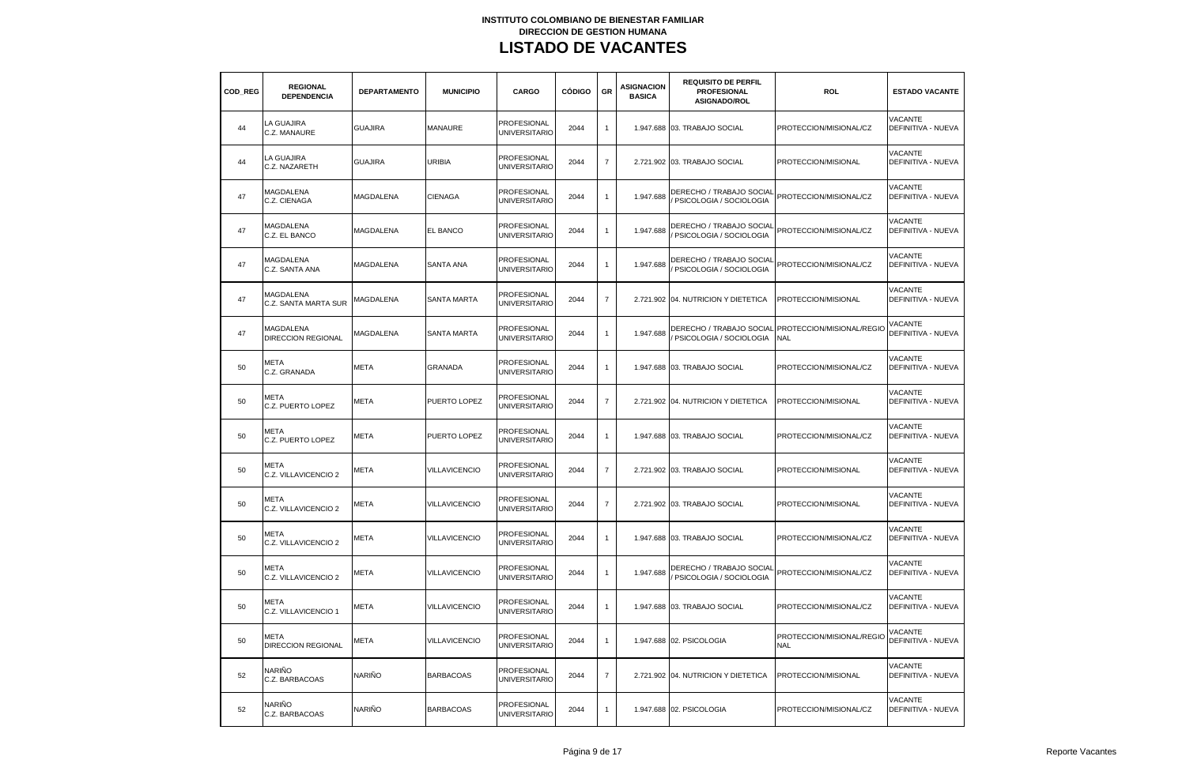**INSTITUTO COLOMBIANO DE BIENESTAR FAMILIAR**
**DIRECCION DE GESTION HUMANA**

# LISTADO DE VACANTES

| COD_REG | REGIONAL DEPENDENCIA | DEPARTAMENTO | MUNICIPIO | CARGO | CÓDIGO | GR | ASIGNACION BASICA | REQUISITO DE PERFIL PROFESIONAL ASIGNADO/ROL | ROL | ESTADO VACANTE |
|---|---|---|---|---|---|---|---|---|---|---|
| 44 | LA GUAJIRA C.Z. MANAURE | GUAJIRA | MANAURE | PROFESIONAL UNIVERSITARIO | 2044 | 1 | 1.947.688 | 03. TRABAJO SOCIAL | PROTECCION/MISIONAL/CZ | VACANTE DEFINITIVA - NUEVA |
| 44 | LA GUAJIRA C.Z. NAZARETH | GUAJIRA | URIBIA | PROFESIONAL UNIVERSITARIO | 2044 | 7 | 2.721.902 | 03. TRABAJO SOCIAL | PROTECCION/MISIONAL | VACANTE DEFINITIVA - NUEVA |
| 47 | MAGDALENA C.Z. CIENAGA | MAGDALENA | CIENAGA | PROFESIONAL UNIVERSITARIO | 2044 | 1 | 1.947.688 | DERECHO / TRABAJO SOCIAL / PSICOLOGIA / SOCIOLOGIA | PROTECCION/MISIONAL/CZ | VACANTE DEFINITIVA - NUEVA |
| 47 | MAGDALENA C.Z. EL BANCO | MAGDALENA | EL BANCO | PROFESIONAL UNIVERSITARIO | 2044 | 1 | 1.947.688 | DERECHO / TRABAJO SOCIAL / PSICOLOGIA / SOCIOLOGIA | PROTECCION/MISIONAL/CZ | VACANTE DEFINITIVA - NUEVA |
| 47 | MAGDALENA C.Z. SANTA ANA | MAGDALENA | SANTA ANA | PROFESIONAL UNIVERSITARIO | 2044 | 1 | 1.947.688 | DERECHO / TRABAJO SOCIAL / PSICOLOGIA / SOCIOLOGIA | PROTECCION/MISIONAL/CZ | VACANTE DEFINITIVA - NUEVA |
| 47 | MAGDALENA C.Z. SANTA MARTA SUR | MAGDALENA | SANTA MARTA | PROFESIONAL UNIVERSITARIO | 2044 | 7 | 2.721.902 | 04. NUTRICION Y DIETETICA | PROTECCION/MISIONAL | VACANTE DEFINITIVA - NUEVA |
| 47 | MAGDALENA DIRECCION REGIONAL | MAGDALENA | SANTA MARTA | PROFESIONAL UNIVERSITARIO | 2044 | 1 | 1.947.688 | DERECHO / TRABAJO SOCIAL / PSICOLOGIA / SOCIOLOGIA | PROTECCION/MISIONAL/REGIONAL | VACANTE DEFINITIVA - NUEVA |
| 50 | META C.Z. GRANADA | META | GRANADA | PROFESIONAL UNIVERSITARIO | 2044 | 1 | 1.947.688 | 03. TRABAJO SOCIAL | PROTECCION/MISIONAL/CZ | VACANTE DEFINITIVA - NUEVA |
| 50 | META C.Z. PUERTO LOPEZ | META | PUERTO LOPEZ | PROFESIONAL UNIVERSITARIO | 2044 | 7 | 2.721.902 | 04. NUTRICION Y DIETETICA | PROTECCION/MISIONAL | VACANTE DEFINITIVA - NUEVA |
| 50 | META C.Z. PUERTO LOPEZ | META | PUERTO LOPEZ | PROFESIONAL UNIVERSITARIO | 2044 | 1 | 1.947.688 | 03. TRABAJO SOCIAL | PROTECCION/MISIONAL/CZ | VACANTE DEFINITIVA - NUEVA |
| 50 | META C.Z. VILLAVICENCIO 2 | META | VILLAVICENCIO | PROFESIONAL UNIVERSITARIO | 2044 | 7 | 2.721.902 | 03. TRABAJO SOCIAL | PROTECCION/MISIONAL | VACANTE DEFINITIVA - NUEVA |
| 50 | META C.Z. VILLAVICENCIO 2 | META | VILLAVICENCIO | PROFESIONAL UNIVERSITARIO | 2044 | 7 | 2.721.902 | 03. TRABAJO SOCIAL | PROTECCION/MISIONAL | VACANTE DEFINITIVA - NUEVA |
| 50 | META C.Z. VILLAVICENCIO 2 | META | VILLAVICENCIO | PROFESIONAL UNIVERSITARIO | 2044 | 1 | 1.947.688 | 03. TRABAJO SOCIAL | PROTECCION/MISIONAL/CZ | VACANTE DEFINITIVA - NUEVA |
| 50 | META C.Z. VILLAVICENCIO 2 | META | VILLAVICENCIO | PROFESIONAL UNIVERSITARIO | 2044 | 1 | 1.947.688 | DERECHO / TRABAJO SOCIAL / PSICOLOGIA / SOCIOLOGIA | PROTECCION/MISIONAL/CZ | VACANTE DEFINITIVA - NUEVA |
| 50 | META C.Z. VILLAVICENCIO 1 | META | VILLAVICENCIO | PROFESIONAL UNIVERSITARIO | 2044 | 1 | 1.947.688 | 03. TRABAJO SOCIAL | PROTECCION/MISIONAL/CZ | VACANTE DEFINITIVA - NUEVA |
| 50 | META DIRECCION REGIONAL | META | VILLAVICENCIO | PROFESIONAL UNIVERSITARIO | 2044 | 1 | 1.947.688 | 02. PSICOLOGIA | PROTECCION/MISIONAL/REGIONAL | VACANTE DEFINITIVA - NUEVA |
| 52 | NARIÑO C.Z. BARBACOAS | NARIÑO | BARBACOAS | PROFESIONAL UNIVERSITARIO | 2044 | 7 | 2.721.902 | 04. NUTRICION Y DIETETICA | PROTECCION/MISIONAL | VACANTE DEFINITIVA - NUEVA |
| 52 | NARIÑO C.Z. BARBACOAS | NARIÑO | BARBACOAS | PROFESIONAL UNIVERSITARIO | 2044 | 1 | 1.947.688 | 02. PSICOLOGIA | PROTECCION/MISIONAL/CZ | VACANTE DEFINITIVA - NUEVA |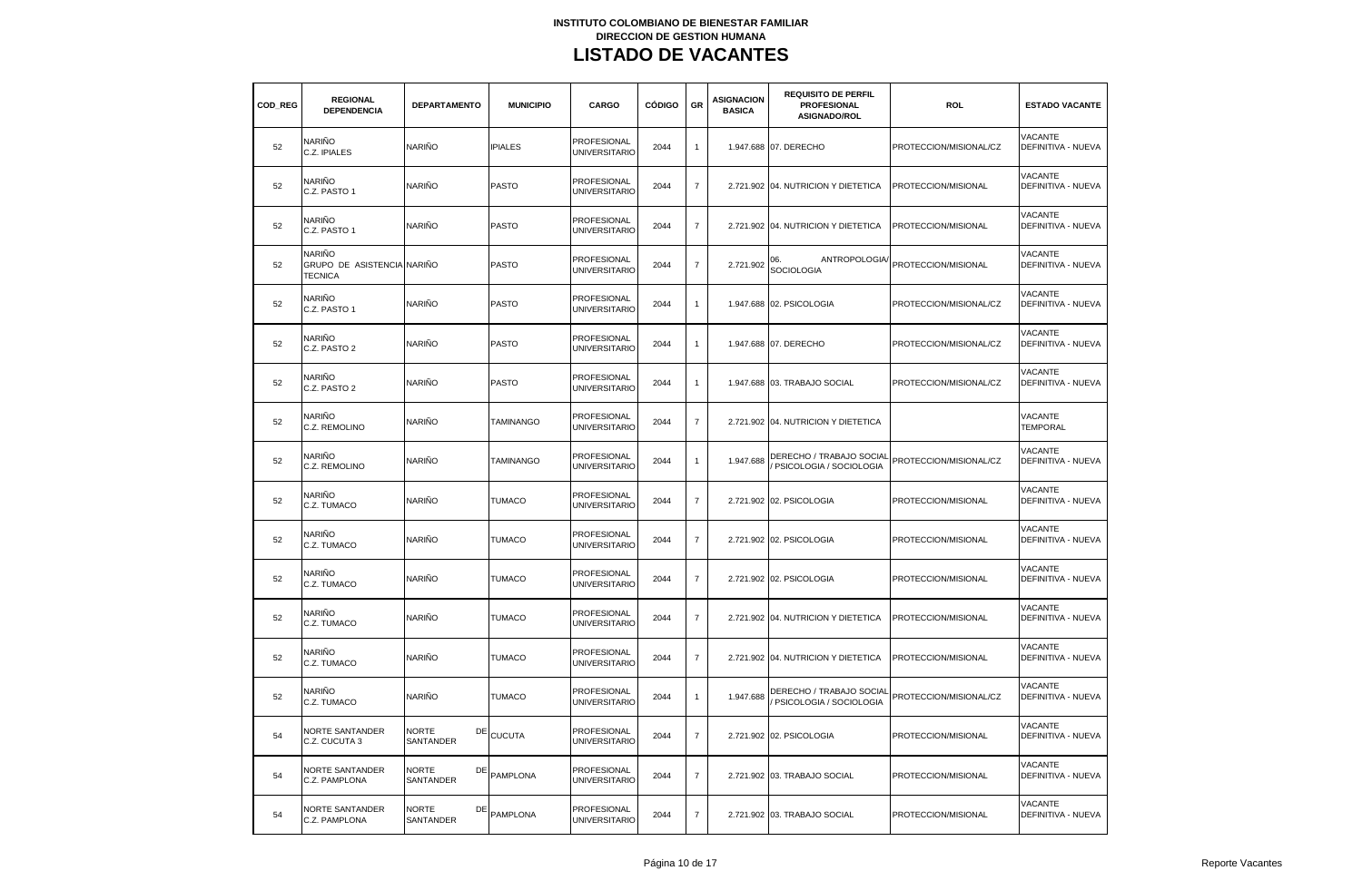**INSTITUTO COLOMBIANO DE BIENESTAR FAMILIAR**
**DIRECCION DE GESTION HUMANA**

# LISTADO DE VACANTES

| COD_REG | REGIONAL DEPENDENCIA | DEPARTAMENTO | MUNICIPIO | CARGO | CÓDIGO | GR | ASIGNACION BASICA | REQUISITO DE PERFIL PROFESIONAL ASIGNADO/ROL | ROL | ESTADO VACANTE |
|---|---|---|---|---|---|---|---|---|---|---|
| 52 | NARIÑO C.Z. IPIALES | NARIÑO | IPIALES | PROFESIONAL UNIVERSITARIO | 2044 | 1 | 1.947.688 | 07. DERECHO | PROTECCION/MISIONAL/CZ | VACANTE DEFINITIVA - NUEVA |
| 52 | NARIÑO C.Z. PASTO 1 | NARIÑO | PASTO | PROFESIONAL UNIVERSITARIO | 2044 | 7 | 2.721.902 | 04. NUTRICION Y DIETETICA | PROTECCION/MISIONAL | VACANTE DEFINITIVA - NUEVA |
| 52 | NARIÑO C.Z. PASTO 1 | NARIÑO | PASTO | PROFESIONAL UNIVERSITARIO | 2044 | 7 | 2.721.902 | 04. NUTRICION Y DIETETICA | PROTECCION/MISIONAL | VACANTE DEFINITIVA - NUEVA |
| 52 | NARIÑO GRUPO DE ASISTENCIA TECNICA | NARIÑO | PASTO | PROFESIONAL UNIVERSITARIO | 2044 | 7 | 2.721.902 | 06. ANTROPOLOGIA/ SOCIOLOGIA | PROTECCION/MISIONAL | VACANTE DEFINITIVA - NUEVA |
| 52 | NARIÑO C.Z. PASTO 1 | NARIÑO | PASTO | PROFESIONAL UNIVERSITARIO | 2044 | 1 | 1.947.688 | 02. PSICOLOGIA | PROTECCION/MISIONAL/CZ | VACANTE DEFINITIVA - NUEVA |
| 52 | NARIÑO C.Z. PASTO 2 | NARIÑO | PASTO | PROFESIONAL UNIVERSITARIO | 2044 | 1 | 1.947.688 | 07. DERECHO | PROTECCION/MISIONAL/CZ | VACANTE DEFINITIVA - NUEVA |
| 52 | NARIÑO C.Z. PASTO 2 | NARIÑO | PASTO | PROFESIONAL UNIVERSITARIO | 2044 | 1 | 1.947.688 | 03. TRABAJO SOCIAL | PROTECCION/MISIONAL/CZ | VACANTE DEFINITIVA - NUEVA |
| 52 | NARIÑO C.Z. REMOLINO | NARIÑO | TAMINANGO | PROFESIONAL UNIVERSITARIO | 2044 | 7 | 2.721.902 | 04. NUTRICION Y DIETETICA | | VACANTE TEMPORAL |
| 52 | NARIÑO C.Z. REMOLINO | NARIÑO | TAMINANGO | PROFESIONAL UNIVERSITARIO | 2044 | 1 | 1.947.688 | DERECHO / TRABAJO SOCIAL / PSICOLOGIA / SOCIOLOGIA | PROTECCION/MISIONAL/CZ | VACANTE DEFINITIVA - NUEVA |
| 52 | NARIÑO C.Z. TUMACO | NARIÑO | TUMACO | PROFESIONAL UNIVERSITARIO | 2044 | 7 | 2.721.902 | 02. PSICOLOGIA | PROTECCION/MISIONAL | VACANTE DEFINITIVA - NUEVA |
| 52 | NARIÑO C.Z. TUMACO | NARIÑO | TUMACO | PROFESIONAL UNIVERSITARIO | 2044 | 7 | 2.721.902 | 02. PSICOLOGIA | PROTECCION/MISIONAL | VACANTE DEFINITIVA - NUEVA |
| 52 | NARIÑO C.Z. TUMACO | NARIÑO | TUMACO | PROFESIONAL UNIVERSITARIO | 2044 | 7 | 2.721.902 | 02. PSICOLOGIA | PROTECCION/MISIONAL | VACANTE DEFINITIVA - NUEVA |
| 52 | NARIÑO C.Z. TUMACO | NARIÑO | TUMACO | PROFESIONAL UNIVERSITARIO | 2044 | 7 | 2.721.902 | 04. NUTRICION Y DIETETICA | PROTECCION/MISIONAL | VACANTE DEFINITIVA - NUEVA |
| 52 | NARIÑO C.Z. TUMACO | NARIÑO | TUMACO | PROFESIONAL UNIVERSITARIO | 2044 | 7 | 2.721.902 | 04. NUTRICION Y DIETETICA | PROTECCION/MISIONAL | VACANTE DEFINITIVA - NUEVA |
| 52 | NARIÑO C.Z. TUMACO | NARIÑO | TUMACO | PROFESIONAL UNIVERSITARIO | 2044 | 1 | 1.947.688 | DERECHO / TRABAJO SOCIAL / PSICOLOGIA / SOCIOLOGIA | PROTECCION/MISIONAL/CZ | VACANTE DEFINITIVA - NUEVA |
| 54 | NORTE SANTANDER C.Z. CUCUTA 3 | NORTE DE SANTANDER | CUCUTA | PROFESIONAL UNIVERSITARIO | 2044 | 7 | 2.721.902 | 02. PSICOLOGIA | PROTECCION/MISIONAL | VACANTE DEFINITIVA - NUEVA |
| 54 | NORTE SANTANDER C.Z. PAMPLONA | NORTE DE SANTANDER | PAMPLONA | PROFESIONAL UNIVERSITARIO | 2044 | 7 | 2.721.902 | 03. TRABAJO SOCIAL | PROTECCION/MISIONAL | VACANTE DEFINITIVA - NUEVA |
| 54 | NORTE SANTANDER C.Z. PAMPLONA | NORTE DE SANTANDER | PAMPLONA | PROFESIONAL UNIVERSITARIO | 2044 | 7 | 2.721.902 | 03. TRABAJO SOCIAL | PROTECCION/MISIONAL | VACANTE DEFINITIVA - NUEVA |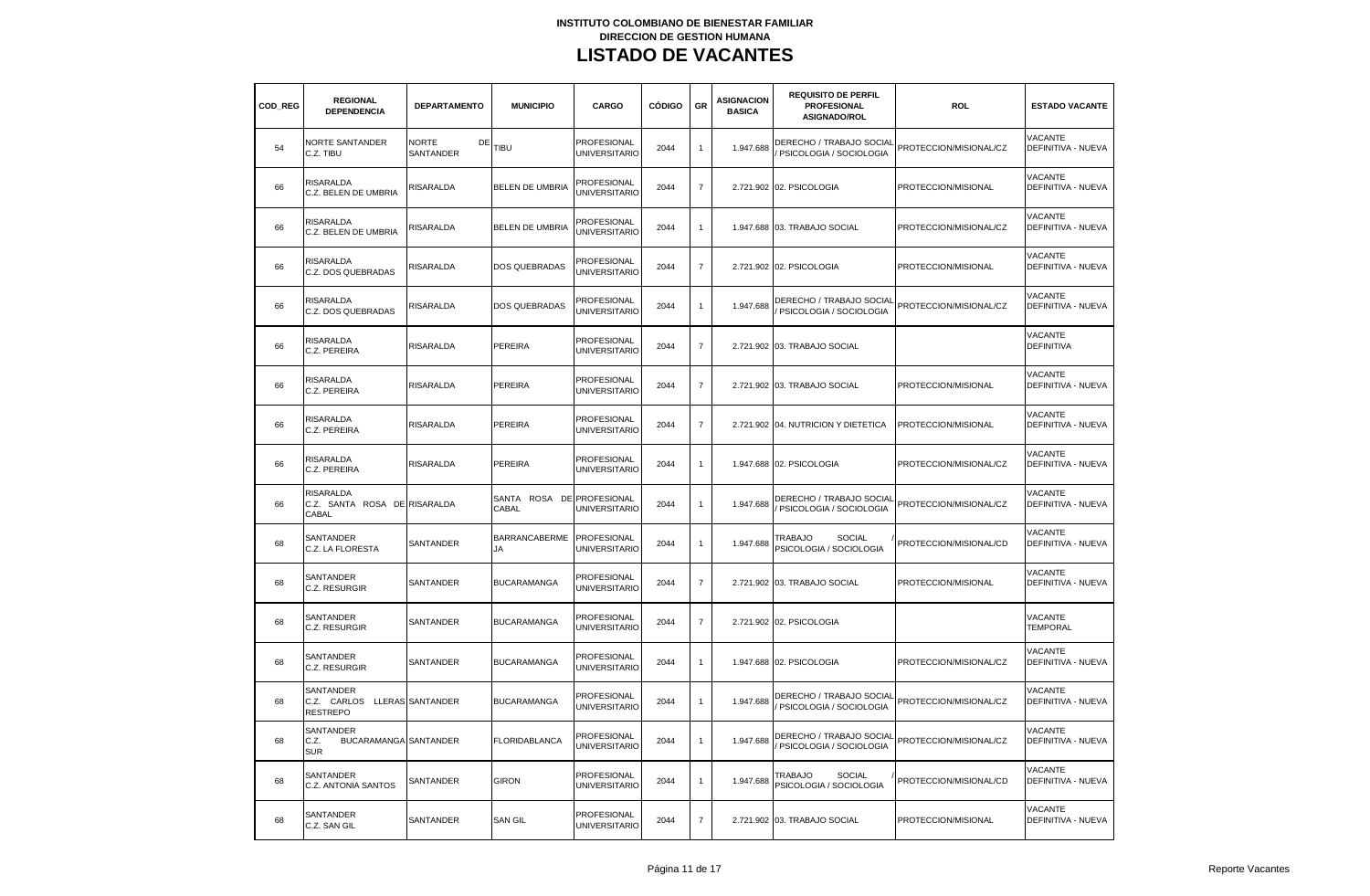**INSTITUTO COLOMBIANO DE BIENESTAR FAMILIAR**
**DIRECCION DE GESTION HUMANA**

# LISTADO DE VACANTES

| COD_REG | REGIONAL DEPENDENCIA | DEPARTAMENTO | MUNICIPIO | CARGO | CÓDIGO | GR | ASIGNACION BASICA | REQUISITO DE PERFIL PROFESIONAL ASIGNADO/ROL | ROL | ESTADO VACANTE |
|---|---|---|---|---|---|---|---|---|---|---|
| 54 | NORTE SANTANDER C.Z. TIBU | NORTE DE SANTANDER | TIBU | PROFESIONAL UNIVERSITARIO | 2044 | 1 | 1.947.688 | DERECHO / TRABAJO SOCIAL / PSICOLOGIA / SOCIOLOGIA | PROTECCION/MISIONAL/CZ | VACANTE DEFINITIVA - NUEVA |
| 66 | RISARALDA C.Z. BELEN DE UMBRIA | RISARALDA | BELEN DE UMBRIA | PROFESIONAL UNIVERSITARIO | 2044 | 7 | 2.721.902 | 02. PSICOLOGIA | PROTECCION/MISIONAL | VACANTE DEFINITIVA - NUEVA |
| 66 | RISARALDA C.Z. BELEN DE UMBRIA | RISARALDA | BELEN DE UMBRIA | PROFESIONAL UNIVERSITARIO | 2044 | 1 | 1.947.688 | 03. TRABAJO SOCIAL | PROTECCION/MISIONAL/CZ | VACANTE DEFINITIVA - NUEVA |
| 66 | RISARALDA C.Z. DOS QUEBRADAS | RISARALDA | DOS QUEBRADAS | PROFESIONAL UNIVERSITARIO | 2044 | 7 | 2.721.902 | 02. PSICOLOGIA | PROTECCION/MISIONAL | VACANTE DEFINITIVA - NUEVA |
| 66 | RISARALDA C.Z. DOS QUEBRADAS | RISARALDA | DOS QUEBRADAS | PROFESIONAL UNIVERSITARIO | 2044 | 1 | 1.947.688 | DERECHO / TRABAJO SOCIAL / PSICOLOGIA / SOCIOLOGIA | PROTECCION/MISIONAL/CZ | VACANTE DEFINITIVA - NUEVA |
| 66 | RISARALDA C.Z. PEREIRA | RISARALDA | PEREIRA | PROFESIONAL UNIVERSITARIO | 2044 | 7 | 2.721.902 | 03. TRABAJO SOCIAL | | VACANTE DEFINITIVA |
| 66 | RISARALDA C.Z. PEREIRA | RISARALDA | PEREIRA | PROFESIONAL UNIVERSITARIO | 2044 | 7 | 2.721.902 | 03. TRABAJO SOCIAL | PROTECCION/MISIONAL | VACANTE DEFINITIVA - NUEVA |
| 66 | RISARALDA C.Z. PEREIRA | RISARALDA | PEREIRA | PROFESIONAL UNIVERSITARIO | 2044 | 7 | 2.721.902 | 04. NUTRICION Y DIETETICA | PROTECCION/MISIONAL | VACANTE DEFINITIVA - NUEVA |
| 66 | RISARALDA C.Z. PEREIRA | RISARALDA | PEREIRA | PROFESIONAL UNIVERSITARIO | 2044 | 1 | 1.947.688 | 02. PSICOLOGIA | PROTECCION/MISIONAL/CZ | VACANTE DEFINITIVA - NUEVA |
| 66 | RISARALDA C.Z. SANTA ROSA DE CABAL | RISARALDA | SANTA ROSA DE CABAL | PROFESIONAL UNIVERSITARIO | 2044 | 1 | 1.947.688 | DERECHO / TRABAJO SOCIAL / PSICOLOGIA / SOCIOLOGIA | PROTECCION/MISIONAL/CZ | VACANTE DEFINITIVA - NUEVA |
| 68 | SANTANDER C.Z. LA FLORESTA | SANTANDER | BARRANCABERMEJA | PROFESIONAL UNIVERSITARIO | 2044 | 1 | 1.947.688 | TRABAJO SOCIAL / PSICOLOGIA / SOCIOLOGIA | PROTECCION/MISIONAL/CD | VACANTE DEFINITIVA - NUEVA |
| 68 | SANTANDER C.Z. RESURGIR | SANTANDER | BUCARAMANGA | PROFESIONAL UNIVERSITARIO | 2044 | 7 | 2.721.902 | 03. TRABAJO SOCIAL | PROTECCION/MISIONAL | VACANTE DEFINITIVA - NUEVA |
| 68 | SANTANDER C.Z. RESURGIR | SANTANDER | BUCARAMANGA | PROFESIONAL UNIVERSITARIO | 2044 | 7 | 2.721.902 | 02. PSICOLOGIA | | VACANTE TEMPORAL |
| 68 | SANTANDER C.Z. RESURGIR | SANTANDER | BUCARAMANGA | PROFESIONAL UNIVERSITARIO | 2044 | 1 | 1.947.688 | 02. PSICOLOGIA | PROTECCION/MISIONAL/CZ | VACANTE DEFINITIVA - NUEVA |
| 68 | SANTANDER C.Z. CARLOS LLERAS RESTREPO | SANTANDER | BUCARAMANGA | PROFESIONAL UNIVERSITARIO | 2044 | 1 | 1.947.688 | DERECHO / TRABAJO SOCIAL / PSICOLOGIA / SOCIOLOGIA | PROTECCION/MISIONAL/CZ | VACANTE DEFINITIVA - NUEVA |
| 68 | SANTANDER C.Z. BUCARAMANGA SUR | SANTANDER | FLORIDABLANCA | PROFESIONAL UNIVERSITARIO | 2044 | 1 | 1.947.688 | DERECHO / TRABAJO SOCIAL / PSICOLOGIA / SOCIOLOGIA | PROTECCION/MISIONAL/CZ | VACANTE DEFINITIVA - NUEVA |
| 68 | SANTANDER C.Z. ANTONIA SANTOS | SANTANDER | GIRON | PROFESIONAL UNIVERSITARIO | 2044 | 1 | 1.947.688 | TRABAJO SOCIAL / PSICOLOGIA / SOCIOLOGIA | PROTECCION/MISIONAL/CD | VACANTE DEFINITIVA - NUEVA |
| 68 | SANTANDER C.Z. SAN GIL | SANTANDER | SAN GIL | PROFESIONAL UNIVERSITARIO | 2044 | 7 | 2.721.902 | 03. TRABAJO SOCIAL | PROTECCION/MISIONAL | VACANTE DEFINITIVA - NUEVA |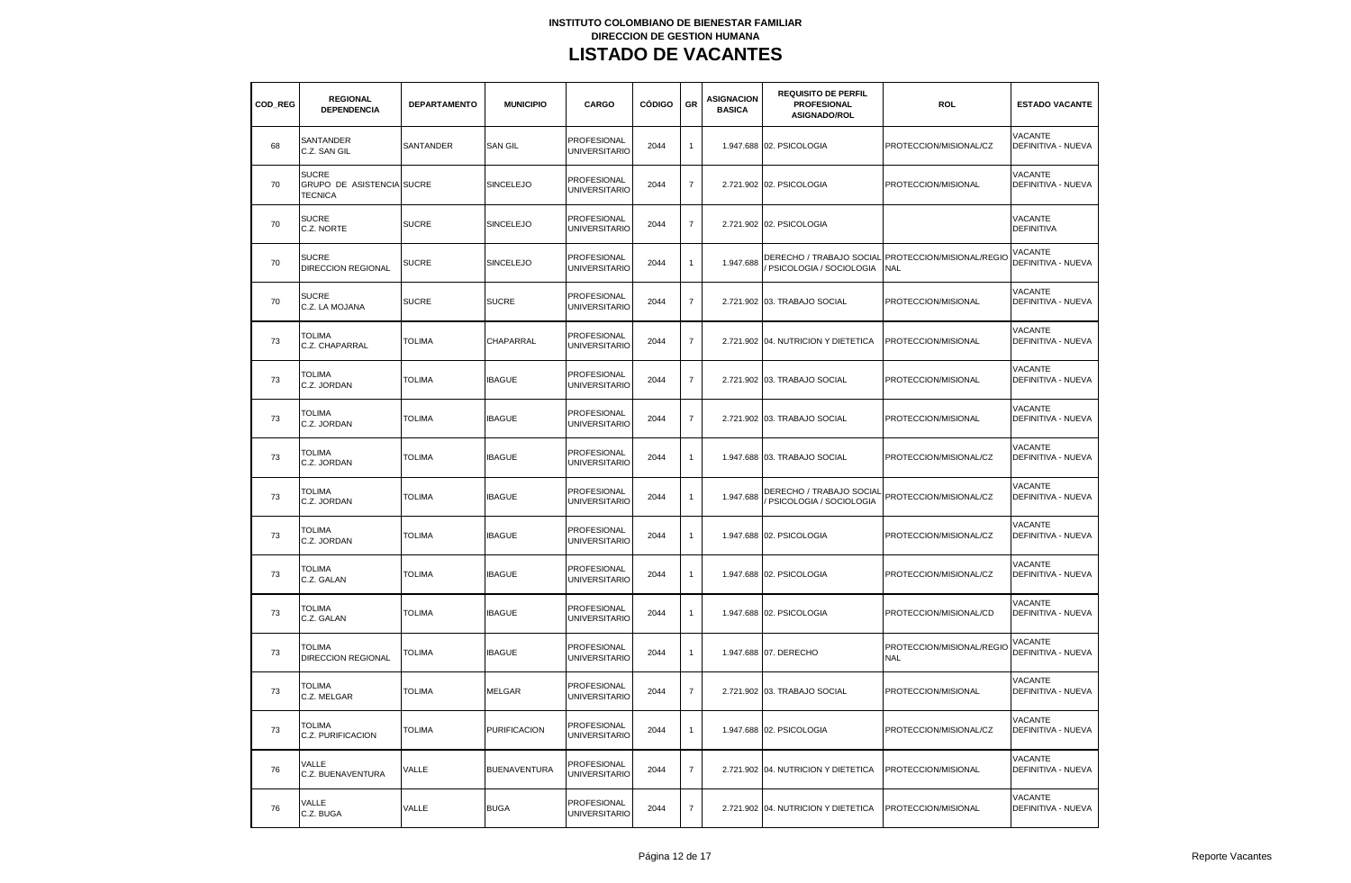**INSTITUTO COLOMBIANO DE BIENESTAR FAMILIAR**
**DIRECCION DE GESTION HUMANA**

# LISTADO DE VACANTES

| COD_REG | REGIONAL DEPENDENCIA | DEPARTAMENTO | MUNICIPIO | CARGO | CÓDIGO | GR | ASIGNACION BASICA | REQUISITO DE PERFIL PROFESIONAL ASIGNADO/ROL | ROL | ESTADO VACANTE |
|---|---|---|---|---|---|---|---|---|---|---|
| 68 | SANTANDER C.Z. SAN GIL | SANTANDER | SAN GIL | PROFESIONAL UNIVERSITARIO | 2044 | 1 | 1.947.688 | 02. PSICOLOGIA | PROTECCION/MISIONAL/CZ | VACANTE DEFINITIVA - NUEVA |
| 70 | SUCRE GRUPO DE ASISTENCIA TECNICA | SUCRE | SINCELEJO | PROFESIONAL UNIVERSITARIO | 2044 | 7 | 2.721.902 | 02. PSICOLOGIA | PROTECCION/MISIONAL | VACANTE DEFINITIVA - NUEVA |
| 70 | SUCRE C.Z. NORTE | SUCRE | SINCELEJO | PROFESIONAL UNIVERSITARIO | 2044 | 7 | 2.721.902 | 02. PSICOLOGIA | | VACANTE DEFINITIVA |
| 70 | SUCRE DIRECCION REGIONAL | SUCRE | SINCELEJO | PROFESIONAL UNIVERSITARIO | 2044 | 1 | 1.947.688 | DERECHO / TRABAJO SOCIAL / PSICOLOGIA / SOCIOLOGIA | PROTECCION/MISIONAL/REGIONAL | VACANTE DEFINITIVA - NUEVA |
| 70 | SUCRE C.Z. LA MOJANA | SUCRE | SUCRE | PROFESIONAL UNIVERSITARIO | 2044 | 7 | 2.721.902 | 03. TRABAJO SOCIAL | PROTECCION/MISIONAL | VACANTE DEFINITIVA - NUEVA |
| 73 | TOLIMA C.Z. CHAPARRAL | TOLIMA | CHAPARRAL | PROFESIONAL UNIVERSITARIO | 2044 | 7 | 2.721.902 | 04. NUTRICION Y DIETETICA | PROTECCION/MISIONAL | VACANTE DEFINITIVA - NUEVA |
| 73 | TOLIMA C.Z. JORDAN | TOLIMA | IBAGUE | PROFESIONAL UNIVERSITARIO | 2044 | 7 | 2.721.902 | 03. TRABAJO SOCIAL | PROTECCION/MISIONAL | VACANTE DEFINITIVA - NUEVA |
| 73 | TOLIMA C.Z. JORDAN | TOLIMA | IBAGUE | PROFESIONAL UNIVERSITARIO | 2044 | 7 | 2.721.902 | 03. TRABAJO SOCIAL | PROTECCION/MISIONAL | VACANTE DEFINITIVA - NUEVA |
| 73 | TOLIMA C.Z. JORDAN | TOLIMA | IBAGUE | PROFESIONAL UNIVERSITARIO | 2044 | 1 | 1.947.688 | 03. TRABAJO SOCIAL | PROTECCION/MISIONAL/CZ | VACANTE DEFINITIVA - NUEVA |
| 73 | TOLIMA C.Z. JORDAN | TOLIMA | IBAGUE | PROFESIONAL UNIVERSITARIO | 2044 | 1 | 1.947.688 | DERECHO / TRABAJO SOCIAL / PSICOLOGIA / SOCIOLOGIA | PROTECCION/MISIONAL/CZ | VACANTE DEFINITIVA - NUEVA |
| 73 | TOLIMA C.Z. JORDAN | TOLIMA | IBAGUE | PROFESIONAL UNIVERSITARIO | 2044 | 1 | 1.947.688 | 02. PSICOLOGIA | PROTECCION/MISIONAL/CZ | VACANTE DEFINITIVA - NUEVA |
| 73 | TOLIMA C.Z. GALAN | TOLIMA | IBAGUE | PROFESIONAL UNIVERSITARIO | 2044 | 1 | 1.947.688 | 02. PSICOLOGIA | PROTECCION/MISIONAL/CZ | VACANTE DEFINITIVA - NUEVA |
| 73 | TOLIMA C.Z. GALAN | TOLIMA | IBAGUE | PROFESIONAL UNIVERSITARIO | 2044 | 1 | 1.947.688 | 02. PSICOLOGIA | PROTECCION/MISIONAL/CD | VACANTE DEFINITIVA - NUEVA |
| 73 | TOLIMA DIRECCION REGIONAL | TOLIMA | IBAGUE | PROFESIONAL UNIVERSITARIO | 2044 | 1 | 1.947.688 | 07. DERECHO | PROTECCION/MISIONAL/REGIONAL | VACANTE DEFINITIVA - NUEVA |
| 73 | TOLIMA C.Z. MELGAR | TOLIMA | MELGAR | PROFESIONAL UNIVERSITARIO | 2044 | 7 | 2.721.902 | 03. TRABAJO SOCIAL | PROTECCION/MISIONAL | VACANTE DEFINITIVA - NUEVA |
| 73 | TOLIMA C.Z. PURIFICACION | TOLIMA | PURIFICACION | PROFESIONAL UNIVERSITARIO | 2044 | 1 | 1.947.688 | 02. PSICOLOGIA | PROTECCION/MISIONAL/CZ | VACANTE DEFINITIVA - NUEVA |
| 76 | VALLE C.Z. BUENAVENTURA | VALLE | BUENAVENTURA | PROFESIONAL UNIVERSITARIO | 2044 | 7 | 2.721.902 | 04. NUTRICION Y DIETETICA | PROTECCION/MISIONAL | VACANTE DEFINITIVA - NUEVA |
| 76 | VALLE C.Z. BUGA | VALLE | BUGA | PROFESIONAL UNIVERSITARIO | 2044 | 7 | 2.721.902 | 04. NUTRICION Y DIETETICA | PROTECCION/MISIONAL | VACANTE DEFINITIVA - NUEVA |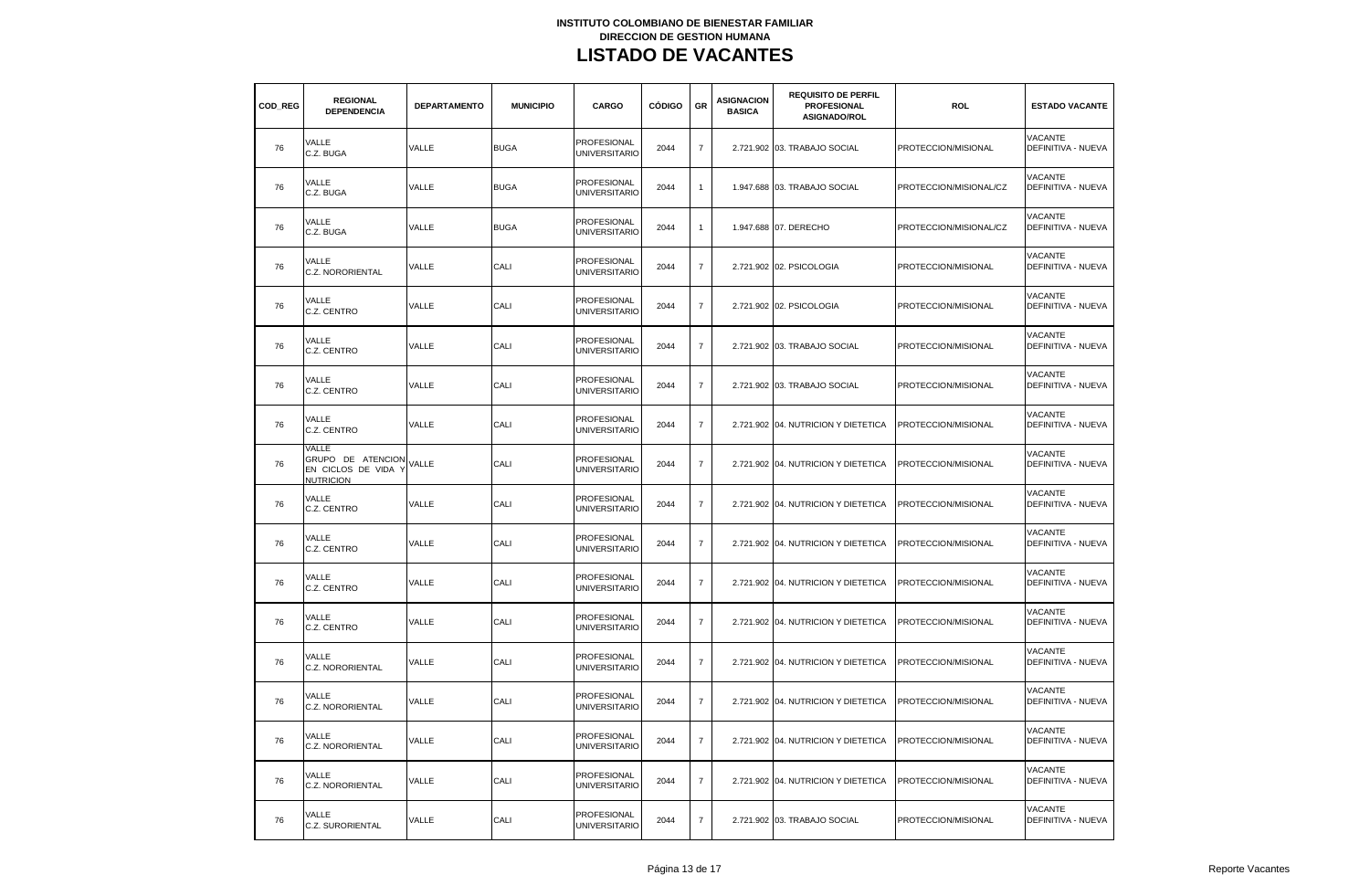**INSTITUTO COLOMBIANO DE BIENESTAR FAMILIAR**
**DIRECCION DE GESTION HUMANA**

# LISTADO DE VACANTES

| COD_REG | REGIONAL DEPENDENCIA | DEPARTAMENTO | MUNICIPIO | CARGO | CÓDIGO | GR | ASIGNACION BASICA | REQUISITO DE PERFIL PROFESIONAL ASIGNADO/ROL | ROL | ESTADO VACANTE |
|---|---|---|---|---|---|---|---|---|---|---|
| 76 | VALLE C.Z. BUGA | VALLE | BUGA | PROFESIONAL UNIVERSITARIO | 2044 | 7 | 2.721.902 | 03. TRABAJO SOCIAL | PROTECCION/MISIONAL | VACANTE DEFINITIVA - NUEVA |
| 76 | VALLE C.Z. BUGA | VALLE | BUGA | PROFESIONAL UNIVERSITARIO | 2044 | 1 | 1.947.688 | 03. TRABAJO SOCIAL | PROTECCION/MISIONAL/CZ | VACANTE DEFINITIVA - NUEVA |
| 76 | VALLE C.Z. BUGA | VALLE | BUGA | PROFESIONAL UNIVERSITARIO | 2044 | 1 | 1.947.688 | 07. DERECHO | PROTECCION/MISIONAL/CZ | VACANTE DEFINITIVA - NUEVA |
| 76 | VALLE C.Z. NORORIENTAL | VALLE | CALI | PROFESIONAL UNIVERSITARIO | 2044 | 7 | 2.721.902 | 02. PSICOLOGIA | PROTECCION/MISIONAL | VACANTE DEFINITIVA - NUEVA |
| 76 | VALLE C.Z. CENTRO | VALLE | CALI | PROFESIONAL UNIVERSITARIO | 2044 | 7 | 2.721.902 | 02. PSICOLOGIA | PROTECCION/MISIONAL | VACANTE DEFINITIVA - NUEVA |
| 76 | VALLE C.Z. CENTRO | VALLE | CALI | PROFESIONAL UNIVERSITARIO | 2044 | 7 | 2.721.902 | 03. TRABAJO SOCIAL | PROTECCION/MISIONAL | VACANTE DEFINITIVA - NUEVA |
| 76 | VALLE C.Z. CENTRO | VALLE | CALI | PROFESIONAL UNIVERSITARIO | 2044 | 7 | 2.721.902 | 03. TRABAJO SOCIAL | PROTECCION/MISIONAL | VACANTE DEFINITIVA - NUEVA |
| 76 | VALLE C.Z. CENTRO | VALLE | CALI | PROFESIONAL UNIVERSITARIO | 2044 | 7 | 2.721.902 | 04. NUTRICION Y DIETETICA | PROTECCION/MISIONAL | VACANTE DEFINITIVA - NUEVA |
| 76 | VALLE GRUPO DE ATENCION EN CICLOS DE VIDA Y NUTRICION | VALLE | CALI | PROFESIONAL UNIVERSITARIO | 2044 | 7 | 2.721.902 | 04. NUTRICION Y DIETETICA | PROTECCION/MISIONAL | VACANTE DEFINITIVA - NUEVA |
| 76 | VALLE C.Z. CENTRO | VALLE | CALI | PROFESIONAL UNIVERSITARIO | 2044 | 7 | 2.721.902 | 04. NUTRICION Y DIETETICA | PROTECCION/MISIONAL | VACANTE DEFINITIVA - NUEVA |
| 76 | VALLE C.Z. CENTRO | VALLE | CALI | PROFESIONAL UNIVERSITARIO | 2044 | 7 | 2.721.902 | 04. NUTRICION Y DIETETICA | PROTECCION/MISIONAL | VACANTE DEFINITIVA - NUEVA |
| 76 | VALLE C.Z. CENTRO | VALLE | CALI | PROFESIONAL UNIVERSITARIO | 2044 | 7 | 2.721.902 | 04. NUTRICION Y DIETETICA | PROTECCION/MISIONAL | VACANTE DEFINITIVA - NUEVA |
| 76 | VALLE C.Z. CENTRO | VALLE | CALI | PROFESIONAL UNIVERSITARIO | 2044 | 7 | 2.721.902 | 04. NUTRICION Y DIETETICA | PROTECCION/MISIONAL | VACANTE DEFINITIVA - NUEVA |
| 76 | VALLE C.Z. NORORIENTAL | VALLE | CALI | PROFESIONAL UNIVERSITARIO | 2044 | 7 | 2.721.902 | 04. NUTRICION Y DIETETICA | PROTECCION/MISIONAL | VACANTE DEFINITIVA - NUEVA |
| 76 | VALLE C.Z. NORORIENTAL | VALLE | CALI | PROFESIONAL UNIVERSITARIO | 2044 | 7 | 2.721.902 | 04. NUTRICION Y DIETETICA | PROTECCION/MISIONAL | VACANTE DEFINITIVA - NUEVA |
| 76 | VALLE C.Z. NORORIENTAL | VALLE | CALI | PROFESIONAL UNIVERSITARIO | 2044 | 7 | 2.721.902 | 04. NUTRICION Y DIETETICA | PROTECCION/MISIONAL | VACANTE DEFINITIVA - NUEVA |
| 76 | VALLE C.Z. NORORIENTAL | VALLE | CALI | PROFESIONAL UNIVERSITARIO | 2044 | 7 | 2.721.902 | 04. NUTRICION Y DIETETICA | PROTECCION/MISIONAL | VACANTE DEFINITIVA - NUEVA |
| 76 | VALLE C.Z. SURORIENTAL | VALLE | CALI | PROFESIONAL UNIVERSITARIO | 2044 | 7 | 2.721.902 | 03. TRABAJO SOCIAL | PROTECCION/MISIONAL | VACANTE DEFINITIVA - NUEVA |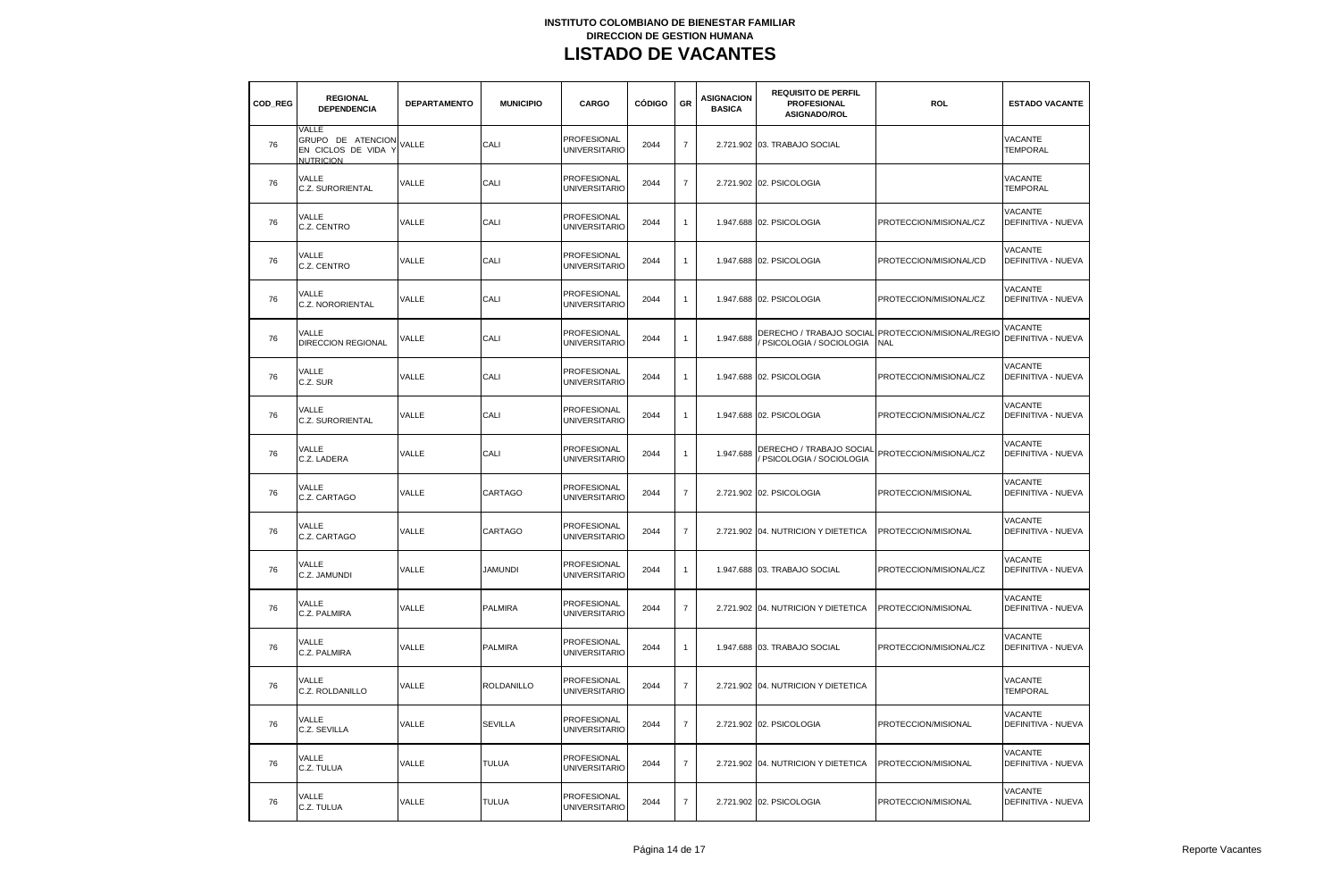**INSTITUTO COLOMBIANO DE BIENESTAR FAMILIAR**
**DIRECCION DE GESTION HUMANA**

# LISTADO DE VACANTES

| COD_REG | REGIONAL DEPENDENCIA | DEPARTAMENTO | MUNICIPIO | CARGO | CÓDIGO | GR | ASIGNACION BASICA | REQUISITO DE PERFIL PROFESIONAL ASIGNADO/ROL | ROL | ESTADO VACANTE |
|---|---|---|---|---|---|---|---|---|---|---|
| 76 | VALLE GRUPO DE ATENCION EN CICLOS DE VIDA Y NUTRICION | VALLE | CALI | PROFESIONAL UNIVERSITARIO | 2044 | 7 | 2.721.902 | 03. TRABAJO SOCIAL | | VACANTE TEMPORAL |
| 76 | VALLE C.Z. SURORIENTAL | VALLE | CALI | PROFESIONAL UNIVERSITARIO | 2044 | 7 | 2.721.902 | 02. PSICOLOGIA | | VACANTE TEMPORAL |
| 76 | VALLE C.Z. CENTRO | VALLE | CALI | PROFESIONAL UNIVERSITARIO | 2044 | 1 | 1.947.688 | 02. PSICOLOGIA | PROTECCION/MISIONAL/CZ | VACANTE DEFINITIVA - NUEVA |
| 76 | VALLE C.Z. CENTRO | VALLE | CALI | PROFESIONAL UNIVERSITARIO | 2044 | 1 | 1.947.688 | 02. PSICOLOGIA | PROTECCION/MISIONAL/CD | VACANTE DEFINITIVA - NUEVA |
| 76 | VALLE C.Z. NORORIENTAL | VALLE | CALI | PROFESIONAL UNIVERSITARIO | 2044 | 1 | 1.947.688 | 02. PSICOLOGIA | PROTECCION/MISIONAL/CZ | VACANTE DEFINITIVA - NUEVA |
| 76 | VALLE DIRECCION REGIONAL | VALLE | CALI | PROFESIONAL UNIVERSITARIO | 2044 | 1 | 1.947.688 | DERECHO / TRABAJO SOCIAL / PSICOLOGIA / SOCIOLOGIA | PROTECCION/MISIONAL/REGIONAL | VACANTE DEFINITIVA - NUEVA |
| 76 | VALLE C.Z. SUR | VALLE | CALI | PROFESIONAL UNIVERSITARIO | 2044 | 1 | 1.947.688 | 02. PSICOLOGIA | PROTECCION/MISIONAL/CZ | VACANTE DEFINITIVA - NUEVA |
| 76 | VALLE C.Z. SURORIENTAL | VALLE | CALI | PROFESIONAL UNIVERSITARIO | 2044 | 1 | 1.947.688 | 02. PSICOLOGIA | PROTECCION/MISIONAL/CZ | VACANTE DEFINITIVA - NUEVA |
| 76 | VALLE C.Z. LADERA | VALLE | CALI | PROFESIONAL UNIVERSITARIO | 2044 | 1 | 1.947.688 | DERECHO / TRABAJO SOCIAL / PSICOLOGIA / SOCIOLOGIA | PROTECCION/MISIONAL/CZ | VACANTE DEFINITIVA - NUEVA |
| 76 | VALLE C.Z. CARTAGO | VALLE | CARTAGO | PROFESIONAL UNIVERSITARIO | 2044 | 7 | 2.721.902 | 02. PSICOLOGIA | PROTECCION/MISIONAL | VACANTE DEFINITIVA - NUEVA |
| 76 | VALLE C.Z. CARTAGO | VALLE | CARTAGO | PROFESIONAL UNIVERSITARIO | 2044 | 7 | 2.721.902 | 04. NUTRICION Y DIETETICA | PROTECCION/MISIONAL | VACANTE DEFINITIVA - NUEVA |
| 76 | VALLE C.Z. JAMUNDI | VALLE | JAMUNDI | PROFESIONAL UNIVERSITARIO | 2044 | 1 | 1.947.688 | 03. TRABAJO SOCIAL | PROTECCION/MISIONAL/CZ | VACANTE DEFINITIVA - NUEVA |
| 76 | VALLE C.Z. PALMIRA | VALLE | PALMIRA | PROFESIONAL UNIVERSITARIO | 2044 | 7 | 2.721.902 | 04. NUTRICION Y DIETETICA | PROTECCION/MISIONAL | VACANTE DEFINITIVA - NUEVA |
| 76 | VALLE C.Z. PALMIRA | VALLE | PALMIRA | PROFESIONAL UNIVERSITARIO | 2044 | 1 | 1.947.688 | 03. TRABAJO SOCIAL | PROTECCION/MISIONAL/CZ | VACANTE DEFINITIVA - NUEVA |
| 76 | VALLE C.Z. ROLDANILLO | VALLE | ROLDANILLO | PROFESIONAL UNIVERSITARIO | 2044 | 7 | 2.721.902 | 04. NUTRICION Y DIETETICA | | VACANTE TEMPORAL |
| 76 | VALLE C.Z. SEVILLA | VALLE | SEVILLA | PROFESIONAL UNIVERSITARIO | 2044 | 7 | 2.721.902 | 02. PSICOLOGIA | PROTECCION/MISIONAL | VACANTE DEFINITIVA - NUEVA |
| 76 | VALLE C.Z. TULUA | VALLE | TULUA | PROFESIONAL UNIVERSITARIO | 2044 | 7 | 2.721.902 | 04. NUTRICION Y DIETETICA | PROTECCION/MISIONAL | VACANTE DEFINITIVA - NUEVA |
| 76 | VALLE C.Z. TULUA | VALLE | TULUA | PROFESIONAL UNIVERSITARIO | 2044 | 7 | 2.721.902 | 02. PSICOLOGIA | PROTECCION/MISIONAL | VACANTE DEFINITIVA - NUEVA |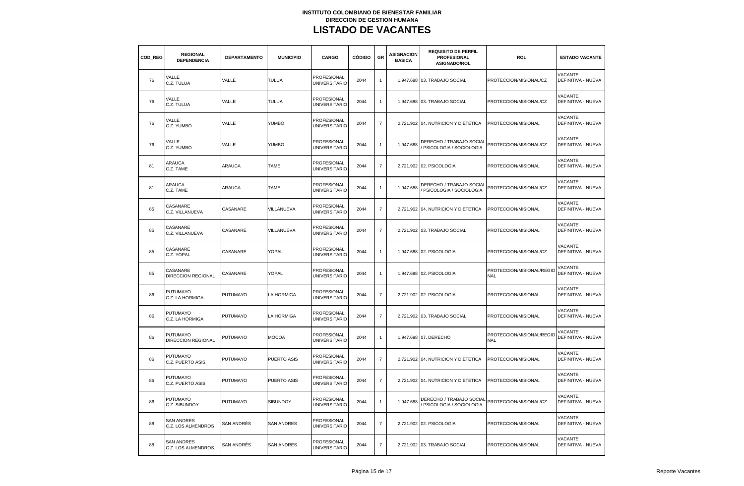**INSTITUTO COLOMBIANO DE BIENESTAR FAMILIAR**
**DIRECCION DE GESTION HUMANA**

# LISTADO DE VACANTES

| COD_REG | REGIONAL DEPENDENCIA | DEPARTAMENTO | MUNICIPIO | CARGO | CÓDIGO | GR | ASIGNACION BASICA | REQUISITO DE PERFIL PROFESIONAL ASIGNADO/ROL | ROL | ESTADO VACANTE |
|---|---|---|---|---|---|---|---|---|---|---|
| 76 | VALLE C.Z. TULUA | VALLE | TULUA | PROFESIONAL UNIVERSITARIO | 2044 | 1 | 1.947.688 | 03. TRABAJO SOCIAL | PROTECCION/MISIONAL/CZ | VACANTE DEFINITIVA - NUEVA |
| 76 | VALLE C.Z. TULUA | VALLE | TULUA | PROFESIONAL UNIVERSITARIO | 2044 | 1 | 1.947.688 | 03. TRABAJO SOCIAL | PROTECCION/MISIONAL/CZ | VACANTE DEFINITIVA - NUEVA |
| 76 | VALLE C.Z. YUMBO | VALLE | YUMBO | PROFESIONAL UNIVERSITARIO | 2044 | 7 | 2.721.902 | 04. NUTRICION Y DIETETICA | PROTECCION/MISIONAL | VACANTE DEFINITIVA - NUEVA |
| 76 | VALLE C.Z. YUMBO | VALLE | YUMBO | PROFESIONAL UNIVERSITARIO | 2044 | 1 | 1.947.688 | DERECHO / TRABAJO SOCIAL / PSICOLOGIA / SOCIOLOGIA | PROTECCION/MISIONAL/CZ | VACANTE DEFINITIVA - NUEVA |
| 81 | ARAUCA C.Z. TAME | ARAUCA | TAME | PROFESIONAL UNIVERSITARIO | 2044 | 7 | 2.721.902 | 02. PSICOLOGIA | PROTECCION/MISIONAL | VACANTE DEFINITIVA - NUEVA |
| 81 | ARAUCA C.Z. TAME | ARAUCA | TAME | PROFESIONAL UNIVERSITARIO | 2044 | 1 | 1.947.688 | DERECHO / TRABAJO SOCIAL / PSICOLOGIA / SOCIOLOGIA | PROTECCION/MISIONAL/CZ | VACANTE DEFINITIVA - NUEVA |
| 85 | CASANARE C.Z. VILLANUEVA | CASANARE | VILLANUEVA | PROFESIONAL UNIVERSITARIO | 2044 | 7 | 2.721.902 | 04. NUTRICION Y DIETETICA | PROTECCION/MISIONAL | VACANTE DEFINITIVA - NUEVA |
| 85 | CASANARE C.Z. VILLANUEVA | CASANARE | VILLANUEVA | PROFESIONAL UNIVERSITARIO | 2044 | 7 | 2.721.902 | 03. TRABAJO SOCIAL | PROTECCION/MISIONAL | VACANTE DEFINITIVA - NUEVA |
| 85 | CASANARE C.Z. YOPAL | CASANARE | YOPAL | PROFESIONAL UNIVERSITARIO | 2044 | 1 | 1.947.688 | 02. PSICOLOGIA | PROTECCION/MISIONAL/CZ | VACANTE DEFINITIVA - NUEVA |
| 85 | CASANARE DIRECCION REGIONAL | CASANARE | YOPAL | PROFESIONAL UNIVERSITARIO | 2044 | 1 | 1.947.688 | 02. PSICOLOGIA | PROTECCION/MISIONAL/REGIONAL | VACANTE DEFINITIVA - NUEVA |
| 86 | PUTUMAYO C.Z. LA HORMIGA | PUTUMAYO | LA HORMIGA | PROFESIONAL UNIVERSITARIO | 2044 | 7 | 2.721.902 | 02. PSICOLOGIA | PROTECCION/MISIONAL | VACANTE DEFINITIVA - NUEVA |
| 86 | PUTUMAYO C.Z. LA HORMIGA | PUTUMAYO | LA HORMIGA | PROFESIONAL UNIVERSITARIO | 2044 | 7 | 2.721.902 | 03. TRABAJO SOCIAL | PROTECCION/MISIONAL | VACANTE DEFINITIVA - NUEVA |
| 86 | PUTUMAYO DIRECCION REGIONAL | PUTUMAYO | MOCOA | PROFESIONAL UNIVERSITARIO | 2044 | 1 | 1.947.688 | 07. DERECHO | PROTECCION/MISIONAL/REGIONAL | VACANTE DEFINITIVA - NUEVA |
| 86 | PUTUMAYO C.Z. PUERTO ASIS | PUTUMAYO | PUERTO ASIS | PROFESIONAL UNIVERSITARIO | 2044 | 7 | 2.721.902 | 04. NUTRICION Y DIETETICA | PROTECCION/MISIONAL | VACANTE DEFINITIVA - NUEVA |
| 86 | PUTUMAYO C.Z. PUERTO ASIS | PUTUMAYO | PUERTO ASIS | PROFESIONAL UNIVERSITARIO | 2044 | 7 | 2.721.902 | 04. NUTRICION Y DIETETICA | PROTECCION/MISIONAL | VACANTE DEFINITIVA - NUEVA |
| 86 | PUTUMAYO C.Z. SIBUNDOY | PUTUMAYO | SIBUNDOY | PROFESIONAL UNIVERSITARIO | 2044 | 1 | 1.947.688 | DERECHO / TRABAJO SOCIAL / PSICOLOGIA / SOCIOLOGIA | PROTECCION/MISIONAL/CZ | VACANTE DEFINITIVA - NUEVA |
| 88 | SAN ANDRES C.Z. LOS ALMENDROS | SAN ANDRÉS | SAN ANDRES | PROFESIONAL UNIVERSITARIO | 2044 | 7 | 2.721.902 | 02. PSICOLOGIA | PROTECCION/MISIONAL | VACANTE DEFINITIVA - NUEVA |
| 88 | SAN ANDRES C.Z. LOS ALMENDROS | SAN ANDRÉS | SAN ANDRES | PROFESIONAL UNIVERSITARIO | 2044 | 7 | 2.721.902 | 03. TRABAJO SOCIAL | PROTECCION/MISIONAL | VACANTE DEFINITIVA - NUEVA |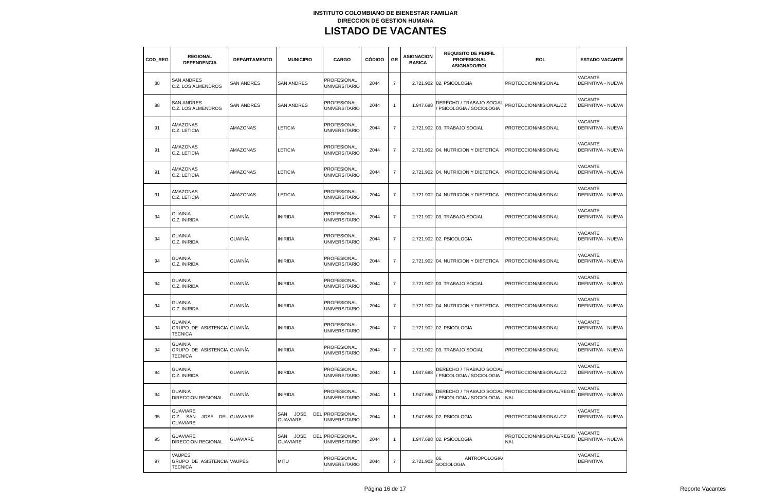**INSTITUTO COLOMBIANO DE BIENESTAR FAMILIAR**
**DIRECCION DE GESTION HUMANA**

# LISTADO DE VACANTES

| COD_REG | REGIONAL DEPENDENCIA | DEPARTAMENTO | MUNICIPIO | CARGO | CÓDIGO | GR | ASIGNACION BASICA | REQUISITO DE PERFIL PROFESIONAL ASIGNADO/ROL | ROL | ESTADO VACANTE |
|---|---|---|---|---|---|---|---|---|---|---|
| 88 | SAN ANDRES C.Z. LOS ALMENDROS | SAN ANDRÉS | SAN ANDRES | PROFESIONAL UNIVERSITARIO | 2044 | 7 | 2.721.902 | 02. PSICOLOGIA | PROTECCION/MISIONAL | VACANTE DEFINITIVA - NUEVA |
| 88 | SAN ANDRES C.Z. LOS ALMENDROS | SAN ANDRÉS | SAN ANDRES | PROFESIONAL UNIVERSITARIO | 2044 | 1 | 1.947.688 | DERECHO / TRABAJO SOCIAL / PSICOLOGIA / SOCIOLOGIA | PROTECCION/MISIONAL/CZ | VACANTE DEFINITIVA - NUEVA |
| 91 | AMAZONAS C.Z. LETICIA | AMAZONAS | LETICIA | PROFESIONAL UNIVERSITARIO | 2044 | 7 | 2.721.902 | 03. TRABAJO SOCIAL | PROTECCION/MISIONAL | VACANTE DEFINITIVA - NUEVA |
| 91 | AMAZONAS C.Z. LETICIA | AMAZONAS | LETICIA | PROFESIONAL UNIVERSITARIO | 2044 | 7 | 2.721.902 | 04. NUTRICION Y DIETETICA | PROTECCION/MISIONAL | VACANTE DEFINITIVA - NUEVA |
| 91 | AMAZONAS C.Z. LETICIA | AMAZONAS | LETICIA | PROFESIONAL UNIVERSITARIO | 2044 | 7 | 2.721.902 | 04. NUTRICION Y DIETETICA | PROTECCION/MISIONAL | VACANTE DEFINITIVA - NUEVA |
| 91 | AMAZONAS C.Z. LETICIA | AMAZONAS | LETICIA | PROFESIONAL UNIVERSITARIO | 2044 | 7 | 2.721.902 | 04. NUTRICION Y DIETETICA | PROTECCION/MISIONAL | VACANTE DEFINITIVA - NUEVA |
| 94 | GUAINIA C.Z. INIRIDA | GUAINÍA | INIRIDA | PROFESIONAL UNIVERSITARIO | 2044 | 7 | 2.721.902 | 03. TRABAJO SOCIAL | PROTECCION/MISIONAL | VACANTE DEFINITIVA - NUEVA |
| 94 | GUAINIA C.Z. INIRIDA | GUAINÍA | INIRIDA | PROFESIONAL UNIVERSITARIO | 2044 | 7 | 2.721.902 | 02. PSICOLOGIA | PROTECCION/MISIONAL | VACANTE DEFINITIVA - NUEVA |
| 94 | GUAINIA C.Z. INIRIDA | GUAINÍA | INIRIDA | PROFESIONAL UNIVERSITARIO | 2044 | 7 | 2.721.902 | 04. NUTRICION Y DIETETICA | PROTECCION/MISIONAL | VACANTE DEFINITIVA - NUEVA |
| 94 | GUAINIA C.Z. INIRIDA | GUAINÍA | INIRIDA | PROFESIONAL UNIVERSITARIO | 2044 | 7 | 2.721.902 | 03. TRABAJO SOCIAL | PROTECCION/MISIONAL | VACANTE DEFINITIVA - NUEVA |
| 94 | GUAINIA C.Z. INIRIDA | GUAINÍA | INIRIDA | PROFESIONAL UNIVERSITARIO | 2044 | 7 | 2.721.902 | 04. NUTRICION Y DIETETICA | PROTECCION/MISIONAL | VACANTE DEFINITIVA - NUEVA |
| 94 | GUAINIA GRUPO DE ASISTENCIA TECNICA | GUAINÍA | INIRIDA | PROFESIONAL UNIVERSITARIO | 2044 | 7 | 2.721.902 | 02. PSICOLOGIA | PROTECCION/MISIONAL | VACANTE DEFINITIVA - NUEVA |
| 94 | GUAINIA GRUPO DE ASISTENCIA TECNICA | GUAINÍA | INIRIDA | PROFESIONAL UNIVERSITARIO | 2044 | 7 | 2.721.902 | 03. TRABAJO SOCIAL | PROTECCION/MISIONAL | VACANTE DEFINITIVA - NUEVA |
| 94 | GUAINIA C.Z. INIRIDA | GUAINÍA | INIRIDA | PROFESIONAL UNIVERSITARIO | 2044 | 1 | 1.947.688 | DERECHO / TRABAJO SOCIAL / PSICOLOGIA / SOCIOLOGIA | PROTECCION/MISIONAL/CZ | VACANTE DEFINITIVA - NUEVA |
| 94 | GUAINIA DIRECCION REGIONAL | GUAINÍA | INIRIDA | PROFESIONAL UNIVERSITARIO | 2044 | 1 | 1.947.688 | DERECHO / TRABAJO SOCIAL / PSICOLOGIA / SOCIOLOGIA | PROTECCION/MISIONAL/REGIONAL | VACANTE DEFINITIVA - NUEVA |
| 95 | GUAVIARE C.Z. SAN JOSE DEL GUAVIARE | GUAVIARE | SAN JOSE DEL GUAVIARE | PROFESIONAL UNIVERSITARIO | 2044 | 1 | 1.947.688 | 02. PSICOLOGIA | PROTECCION/MISIONAL/CZ | VACANTE DEFINITIVA - NUEVA |
| 95 | GUAVIARE DIRECCION REGIONAL | GUAVIARE | SAN JOSE DEL GUAVIARE | PROFESIONAL UNIVERSITARIO | 2044 | 1 | 1.947.688 | 02. PSICOLOGIA | PROTECCION/MISIONAL/REGIONAL | VACANTE DEFINITIVA - NUEVA |
| 97 | VAUPES GRUPO DE ASISTENCIA TECNICA | VAUPÉS | MITU | PROFESIONAL UNIVERSITARIO | 2044 | 7 | 2.721.902 | 06. ANTROPOLOGIA/ SOCIOLOGIA | | VACANTE DEFINITIVA |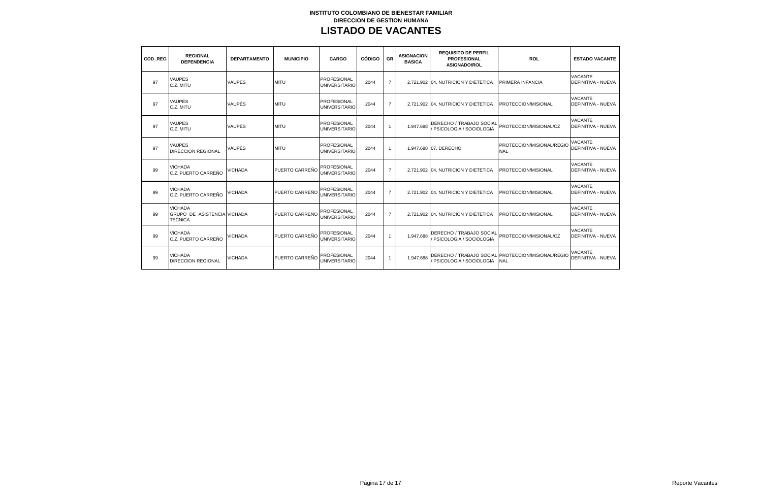**INSTITUTO COLOMBIANO DE BIENESTAR FAMILIAR**
**DIRECCION DE GESTION HUMANA**

# LISTADO DE VACANTES

| COD_REG | REGIONAL DEPENDENCIA | DEPARTAMENTO | MUNICIPIO | CARGO | CÓDIGO | GR | ASIGNACION BASICA | REQUISITO DE PERFIL PROFESIONAL ASIGNADO/ROL | ROL | ESTADO VACANTE |
|---|---|---|---|---|---|---|---|---|---|---|
| 97 | VAUPES C.Z. MITU | VAUPÉS | MITU | PROFESIONAL UNIVERSITARIO | 2044 | 7 | 2.721.902 | 04. NUTRICION Y DIETETICA | PRIMERA INFANCIA | VACANTE DEFINITIVA - NUEVA |
| 97 | VAUPES C.Z. MITU | VAUPÉS | MITU | PROFESIONAL UNIVERSITARIO | 2044 | 7 | 2.721.902 | 04. NUTRICION Y DIETETICA | PROTECCION/MISIONAL | VACANTE DEFINITIVA - NUEVA |
| 97 | VAUPES C.Z. MITU | VAUPÉS | MITU | PROFESIONAL UNIVERSITARIO | 2044 | 1 | 1.947.688 | DERECHO / TRABAJO SOCIAL / PSICOLOGIA / SOCIOLOGIA | PROTECCION/MISIONAL/CZ | VACANTE DEFINITIVA - NUEVA |
| 97 | VAUPES DIRECCION REGIONAL | VAUPÉS | MITU | PROFESIONAL UNIVERSITARIO | 2044 | 1 | 1.947.688 | 07. DERECHO | PROTECCION/MISIONAL/REGIONAL | VACANTE DEFINITIVA - NUEVA |
| 99 | VICHADA C.Z. PUERTO CARREÑO | VICHADA | PUERTO CARREÑO | PROFESIONAL UNIVERSITARIO | 2044 | 7 | 2.721.902 | 04. NUTRICION Y DIETETICA | PROTECCION/MISIONAL | VACANTE DEFINITIVA - NUEVA |
| 99 | VICHADA C.Z. PUERTO CARREÑO | VICHADA | PUERTO CARREÑO | PROFESIONAL UNIVERSITARIO | 2044 | 7 | 2.721.902 | 04. NUTRICION Y DIETETICA | PROTECCION/MISIONAL | VACANTE DEFINITIVA - NUEVA |
| 99 | VICHADA GRUPO DE ASISTENCIA TECNICA | VICHADA | PUERTO CARREÑO | PROFESIONAL UNIVERSITARIO | 2044 | 7 | 2.721.902 | 04. NUTRICION Y DIETETICA | PROTECCION/MISIONAL | VACANTE DEFINITIVA - NUEVA |
| 99 | VICHADA C.Z. PUERTO CARREÑO | VICHADA | PUERTO CARREÑO | PROFESIONAL UNIVERSITARIO | 2044 | 1 | 1.947.688 | DERECHO / TRABAJO SOCIAL / PSICOLOGIA / SOCIOLOGIA | PROTECCION/MISIONAL/CZ | VACANTE DEFINITIVA - NUEVA |
| 99 | VICHADA DIRECCION REGIONAL | VICHADA | PUERTO CARREÑO | PROFESIONAL UNIVERSITARIO | 2044 | 1 | 1.947.688 | DERECHO / TRABAJO SOCIAL / PSICOLOGIA / SOCIOLOGIA | PROTECCION/MISIONAL/REGIONAL | VACANTE DEFINITIVA - NUEVA |